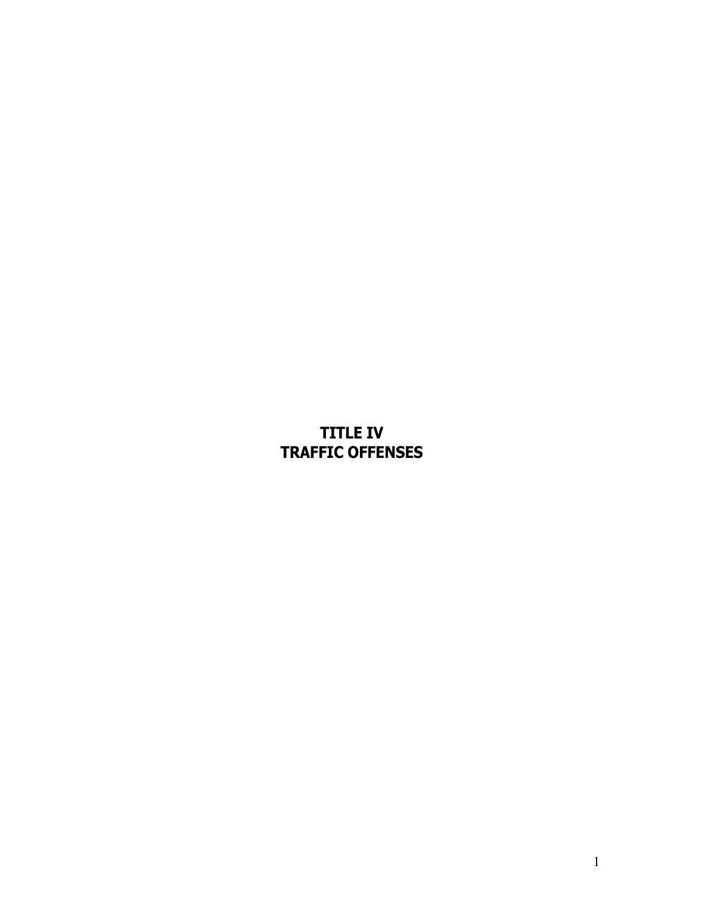# TITLE IV
# TRAFFIC OFFENSES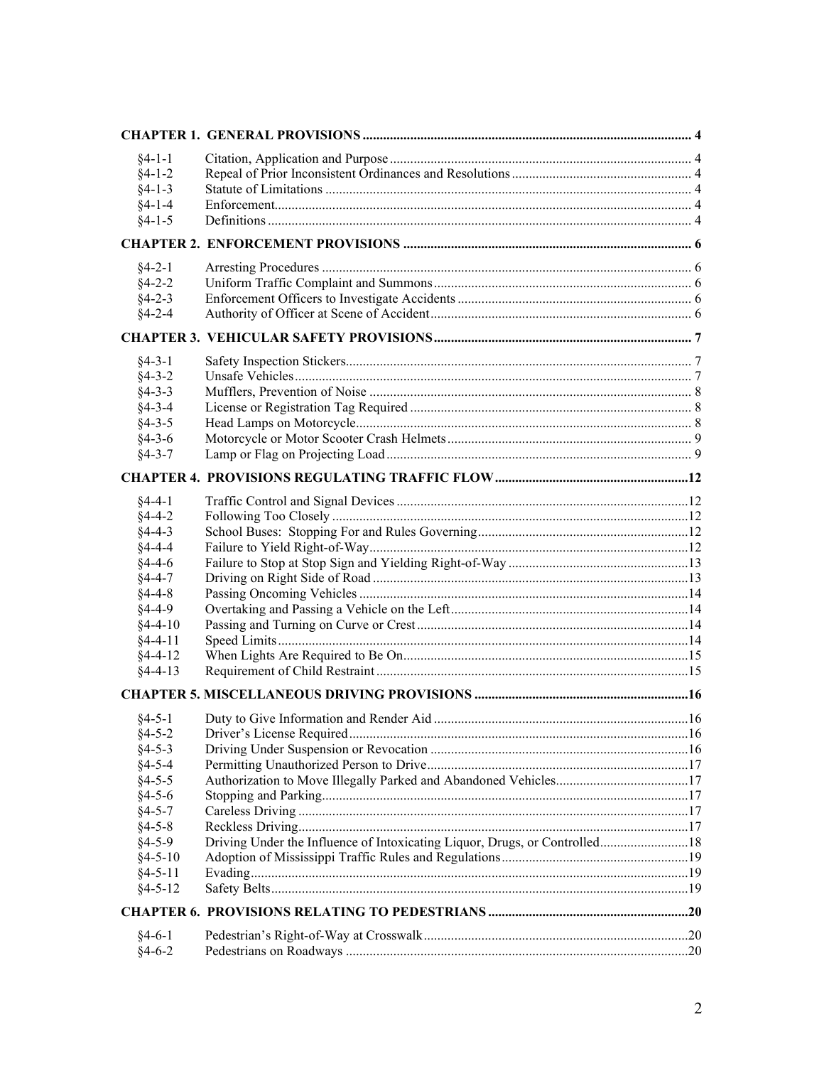| | | |
|---|---|---|
| **CHAPTER 1. GENERAL PROVISIONS** | | **4** |
| §4-1-1 | Citation, Application and Purpose | 4 |
| §4-1-2 | Repeal of Prior Inconsistent Ordinances and Resolutions | 4 |
| §4-1-3 | Statute of Limitations | 4 |
| §4-1-4 | Enforcement | 4 |
| §4-1-5 | Definitions | 4 |
| **CHAPTER 2. ENFORCEMENT PROVISIONS** | | **6** |
| §4-2-1 | Arresting Procedures | 6 |
| §4-2-2 | Uniform Traffic Complaint and Summons | 6 |
| §4-2-3 | Enforcement Officers to Investigate Accidents | 6 |
| §4-2-4 | Authority of Officer at Scene of Accident | 6 |
| **CHAPTER 3. VEHICULAR SAFETY PROVISIONS** | | **7** |
| §4-3-1 | Safety Inspection Stickers | 7 |
| §4-3-2 | Unsafe Vehicles | 7 |
| §4-3-3 | Mufflers, Prevention of Noise | 8 |
| §4-3-4 | License or Registration Tag Required | 8 |
| §4-3-5 | Head Lamps on Motorcycle | 8 |
| §4-3-6 | Motorcycle or Motor Scooter Crash Helmets | 9 |
| §4-3-7 | Lamp or Flag on Projecting Load | 9 |
| **CHAPTER 4. PROVISIONS REGULATING TRAFFIC FLOW** | | **12** |
| §4-4-1 | Traffic Control and Signal Devices | 12 |
| §4-4-2 | Following Too Closely | 12 |
| §4-4-3 | School Buses: Stopping For and Rules Governing | 12 |
| §4-4-4 | Failure to Yield Right-of-Way | 12 |
| §4-4-6 | Failure to Stop at Stop Sign and Yielding Right-of-Way | 13 |
| §4-4-7 | Driving on Right Side of Road | 13 |
| §4-4-8 | Passing Oncoming Vehicles | 14 |
| §4-4-9 | Overtaking and Passing a Vehicle on the Left | 14 |
| §4-4-10 | Passing and Turning on Curve or Crest | 14 |
| §4-4-11 | Speed Limits | 14 |
| §4-4-12 | When Lights Are Required to Be On | 15 |
| §4-4-13 | Requirement of Child Restraint | 15 |
| **CHAPTER 5. MISCELLANEOUS DRIVING PROVISIONS** | | **16** |
| §4-5-1 | Duty to Give Information and Render Aid | 16 |
| §4-5-2 | Driver's License Required | 16 |
| §4-5-3 | Driving Under Suspension or Revocation | 16 |
| §4-5-4 | Permitting Unauthorized Person to Drive | 17 |
| §4-5-5 | Authorization to Move Illegally Parked and Abandoned Vehicles | 17 |
| §4-5-6 | Stopping and Parking | 17 |
| §4-5-7 | Careless Driving | 17 |
| §4-5-8 | Reckless Driving | 17 |
| §4-5-9 | Driving Under the Influence of Intoxicating Liquor, Drugs, or Controlled | 18 |
| §4-5-10 | Adoption of Mississippi Traffic Rules and Regulations | 19 |
| §4-5-11 | Evading | 19 |
| §4-5-12 | Safety Belts | 19 |
| **CHAPTER 6. PROVISIONS RELATING TO PEDESTRIANS** | | **20** |
| §4-6-1 | Pedestrian's Right-of-Way at Crosswalk | 20 |
| §4-6-2 | Pedestrians on Roadways | 20 |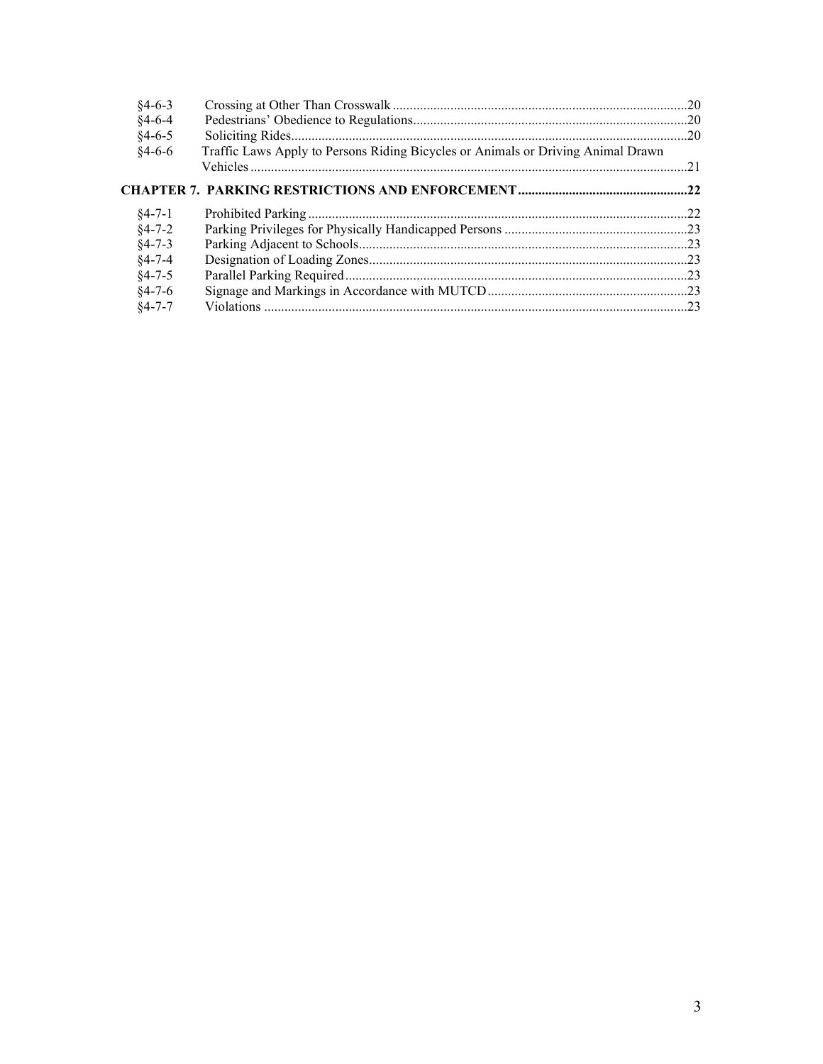| | | |
|---|---|---|
| §4-6-3 | Crossing at Other Than Crosswalk | 20 |
| §4-6-4 | Pedestrians' Obedience to Regulations | 20 |
| §4-6-5 | Soliciting Rides | 20 |
| §4-6-6 | Traffic Laws Apply to Persons Riding Bicycles or Animals or Driving Animal Drawn Vehicles | 21 |

**CHAPTER 7. PARKING RESTRICTIONS AND ENFORCEMENT** .....22

| | | |
|---|---|---|
| §4-7-1 | Prohibited Parking | 22 |
| §4-7-2 | Parking Privileges for Physically Handicapped Persons | 23 |
| §4-7-3 | Parking Adjacent to Schools | 23 |
| §4-7-4 | Designation of Loading Zones | 23 |
| §4-7-5 | Parallel Parking Required | 23 |
| §4-7-6 | Signage and Markings in Accordance with MUTCD | 23 |
| §4-7-7 | Violations | 23 |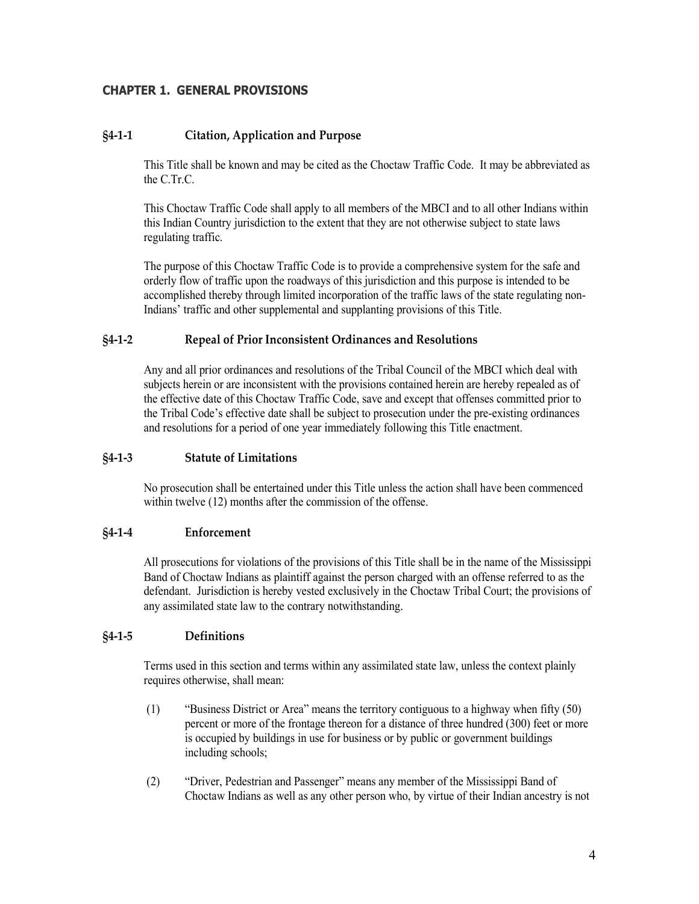## CHAPTER 1. GENERAL PROVISIONS

### §4-1-1 Citation, Application and Purpose

This Title shall be known and may be cited as the Choctaw Traffic Code. It may be abbreviated as the C.Tr.C.

This Choctaw Traffic Code shall apply to all members of the MBCI and to all other Indians within this Indian Country jurisdiction to the extent that they are not otherwise subject to state laws regulating traffic.

The purpose of this Choctaw Traffic Code is to provide a comprehensive system for the safe and orderly flow of traffic upon the roadways of this jurisdiction and this purpose is intended to be accomplished thereby through limited incorporation of the traffic laws of the state regulating non-Indians' traffic and other supplemental and supplanting provisions of this Title.

### §4-1-2 Repeal of Prior Inconsistent Ordinances and Resolutions

Any and all prior ordinances and resolutions of the Tribal Council of the MBCI which deal with subjects herein or are inconsistent with the provisions contained herein are hereby repealed as of the effective date of this Choctaw Traffic Code, save and except that offenses committed prior to the Tribal Code's effective date shall be subject to prosecution under the pre-existing ordinances and resolutions for a period of one year immediately following this Title enactment.

### §4-1-3 Statute of Limitations

No prosecution shall be entertained under this Title unless the action shall have been commenced within twelve (12) months after the commission of the offense.

### §4-1-4 Enforcement

All prosecutions for violations of the provisions of this Title shall be in the name of the Mississippi Band of Choctaw Indians as plaintiff against the person charged with an offense referred to as the defendant. Jurisdiction is hereby vested exclusively in the Choctaw Tribal Court; the provisions of any assimilated state law to the contrary notwithstanding.

### §4-1-5 Definitions

Terms used in this section and terms within any assimilated state law, unless the context plainly requires otherwise, shall mean:

(1) "Business District or Area" means the territory contiguous to a highway when fifty (50) percent or more of the frontage thereon for a distance of three hundred (300) feet or more is occupied by buildings in use for business or by public or government buildings including schools;

(2) "Driver, Pedestrian and Passenger" means any member of the Mississippi Band of Choctaw Indians as well as any other person who, by virtue of their Indian ancestry is not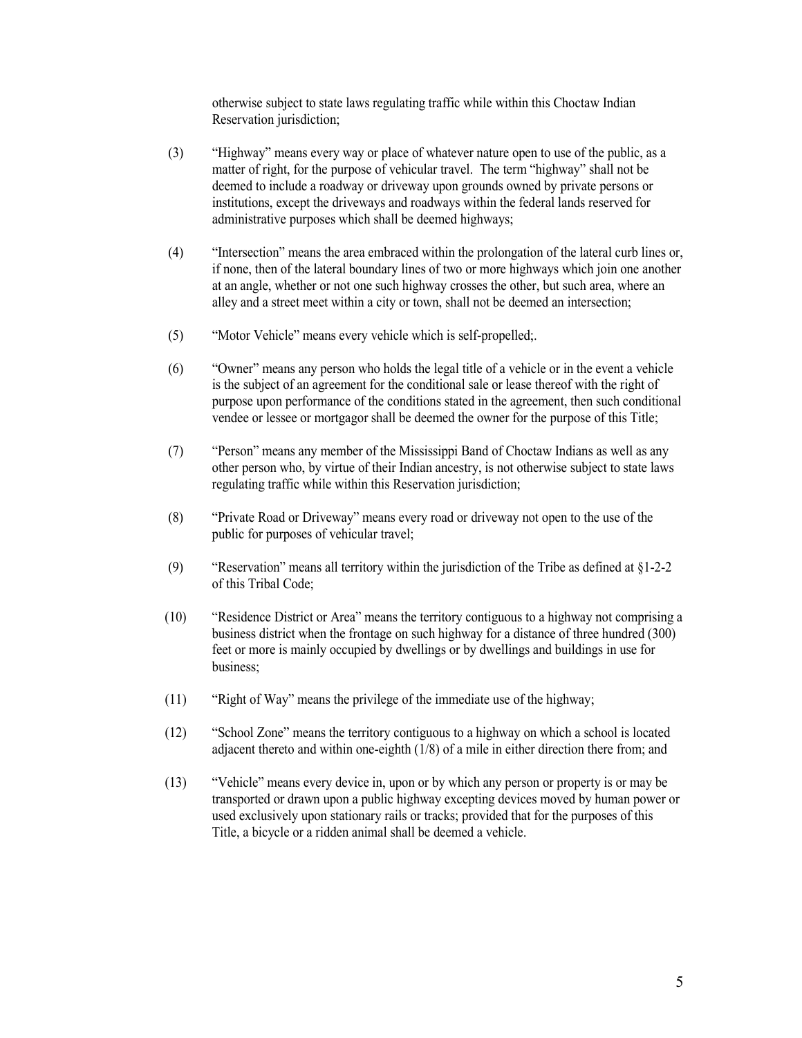otherwise subject to state laws regulating traffic while within this Choctaw Indian Reservation jurisdiction;

(3) "Highway" means every way or place of whatever nature open to use of the public, as a matter of right, for the purpose of vehicular travel. The term "highway" shall not be deemed to include a roadway or driveway upon grounds owned by private persons or institutions, except the driveways and roadways within the federal lands reserved for administrative purposes which shall be deemed highways;

(4) "Intersection" means the area embraced within the prolongation of the lateral curb lines or, if none, then of the lateral boundary lines of two or more highways which join one another at an angle, whether or not one such highway crosses the other, but such area, where an alley and a street meet within a city or town, shall not be deemed an intersection;

(5) "Motor Vehicle" means every vehicle which is self-propelled;.

(6) "Owner" means any person who holds the legal title of a vehicle or in the event a vehicle is the subject of an agreement for the conditional sale or lease thereof with the right of purpose upon performance of the conditions stated in the agreement, then such conditional vendee or lessee or mortgagor shall be deemed the owner for the purpose of this Title;

(7) "Person" means any member of the Mississippi Band of Choctaw Indians as well as any other person who, by virtue of their Indian ancestry, is not otherwise subject to state laws regulating traffic while within this Reservation jurisdiction;

(8) "Private Road or Driveway" means every road or driveway not open to the use of the public for purposes of vehicular travel;

(9) "Reservation" means all territory within the jurisdiction of the Tribe as defined at §1-2-2 of this Tribal Code;

(10) "Residence District or Area" means the territory contiguous to a highway not comprising a business district when the frontage on such highway for a distance of three hundred (300) feet or more is mainly occupied by dwellings or by dwellings and buildings in use for business;

(11) "Right of Way" means the privilege of the immediate use of the highway;

(12) "School Zone" means the territory contiguous to a highway on which a school is located adjacent thereto and within one-eighth (1/8) of a mile in either direction there from; and

(13) "Vehicle" means every device in, upon or by which any person or property is or may be transported or drawn upon a public highway excepting devices moved by human power or used exclusively upon stationary rails or tracks; provided that for the purposes of this Title, a bicycle or a ridden animal shall be deemed a vehicle.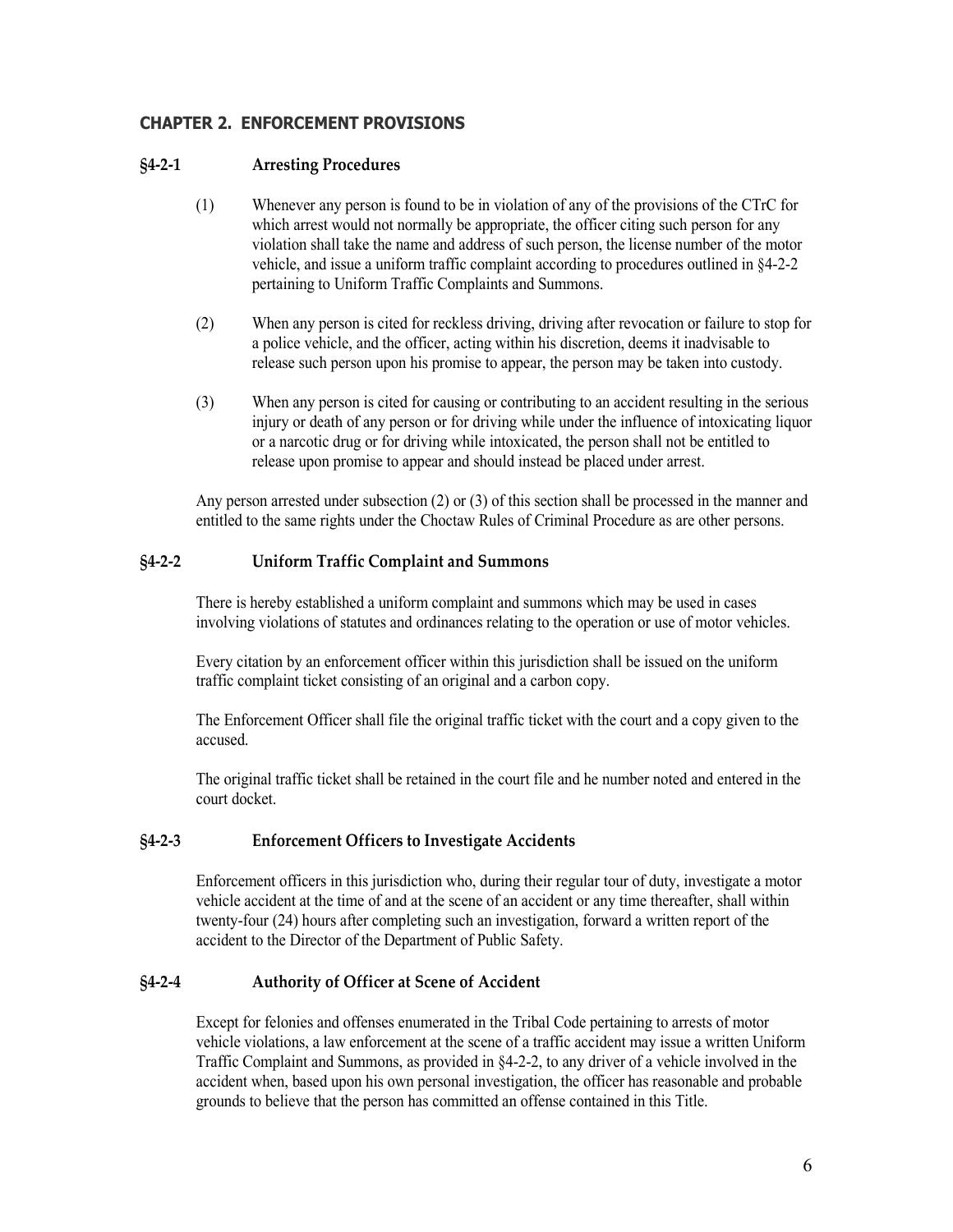## CHAPTER 2. ENFORCEMENT PROVISIONS

### §4-2-1 Arresting Procedures

(1) Whenever any person is found to be in violation of any of the provisions of the CTrC for which arrest would not normally be appropriate, the officer citing such person for any violation shall take the name and address of such person, the license number of the motor vehicle, and issue a uniform traffic complaint according to procedures outlined in §4-2-2 pertaining to Uniform Traffic Complaints and Summons.

(2) When any person is cited for reckless driving, driving after revocation or failure to stop for a police vehicle, and the officer, acting within his discretion, deems it inadvisable to release such person upon his promise to appear, the person may be taken into custody.

(3) When any person is cited for causing or contributing to an accident resulting in the serious injury or death of any person or for driving while under the influence of intoxicating liquor or a narcotic drug or for driving while intoxicated, the person shall not be entitled to release upon promise to appear and should instead be placed under arrest.

Any person arrested under subsection (2) or (3) of this section shall be processed in the manner and entitled to the same rights under the Choctaw Rules of Criminal Procedure as are other persons.

### §4-2-2 Uniform Traffic Complaint and Summons

There is hereby established a uniform complaint and summons which may be used in cases involving violations of statutes and ordinances relating to the operation or use of motor vehicles.

Every citation by an enforcement officer within this jurisdiction shall be issued on the uniform traffic complaint ticket consisting of an original and a carbon copy.

The Enforcement Officer shall file the original traffic ticket with the court and a copy given to the accused.

The original traffic ticket shall be retained in the court file and he number noted and entered in the court docket.

### §4-2-3 Enforcement Officers to Investigate Accidents

Enforcement officers in this jurisdiction who, during their regular tour of duty, investigate a motor vehicle accident at the time of and at the scene of an accident or any time thereafter, shall within twenty-four (24) hours after completing such an investigation, forward a written report of the accident to the Director of the Department of Public Safety.

### §4-2-4 Authority of Officer at Scene of Accident

Except for felonies and offenses enumerated in the Tribal Code pertaining to arrests of motor vehicle violations, a law enforcement at the scene of a traffic accident may issue a written Uniform Traffic Complaint and Summons, as provided in §4-2-2, to any driver of a vehicle involved in the accident when, based upon his own personal investigation, the officer has reasonable and probable grounds to believe that the person has committed an offense contained in this Title.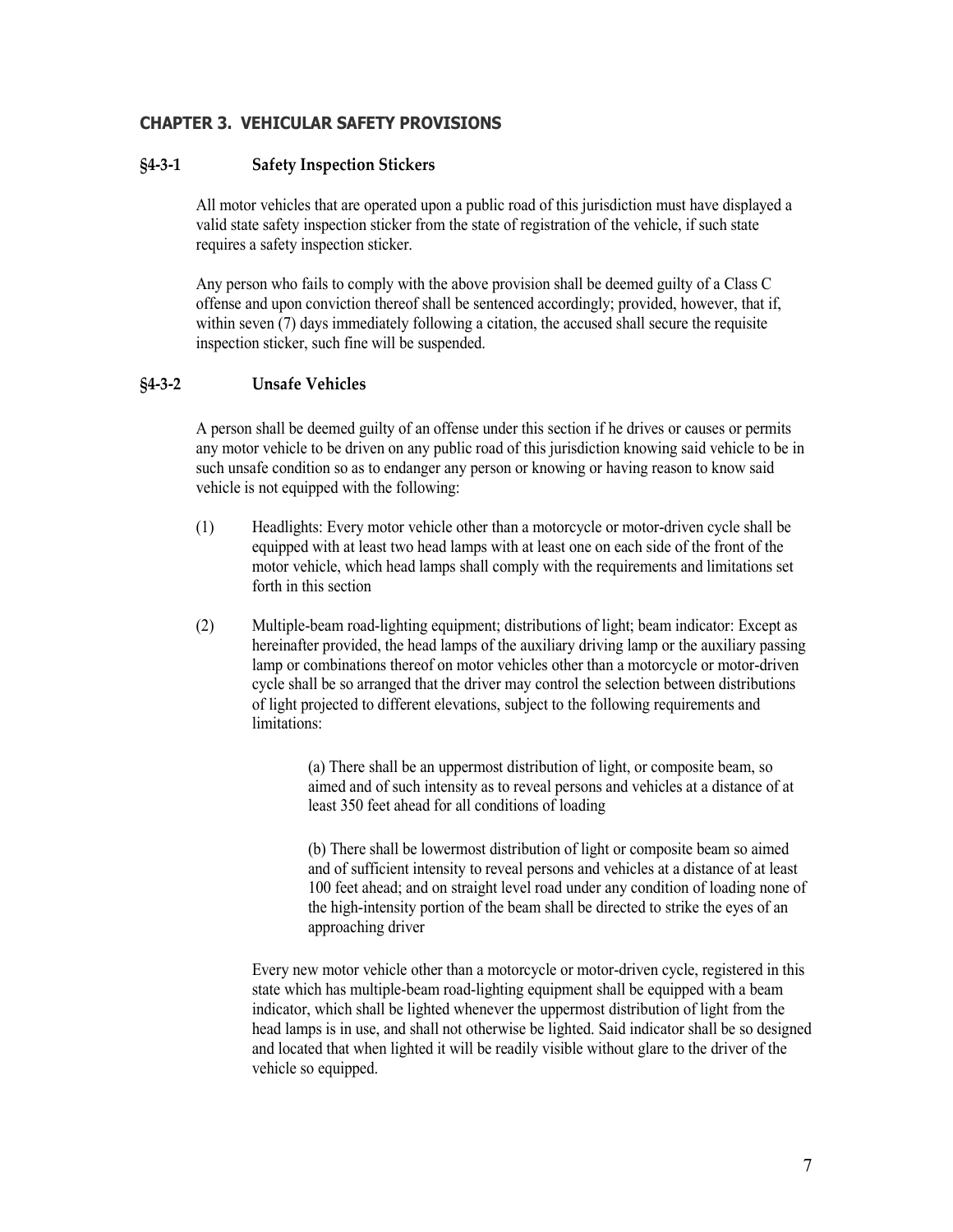## CHAPTER 3. VEHICULAR SAFETY PROVISIONS

### §4-3-1 Safety Inspection Stickers

All motor vehicles that are operated upon a public road of this jurisdiction must have displayed a valid state safety inspection sticker from the state of registration of the vehicle, if such state requires a safety inspection sticker.

Any person who fails to comply with the above provision shall be deemed guilty of a Class C offense and upon conviction thereof shall be sentenced accordingly; provided, however, that if, within seven (7) days immediately following a citation, the accused shall secure the requisite inspection sticker, such fine will be suspended.

### §4-3-2 Unsafe Vehicles

A person shall be deemed guilty of an offense under this section if he drives or causes or permits any motor vehicle to be driven on any public road of this jurisdiction knowing said vehicle to be in such unsafe condition so as to endanger any person or knowing or having reason to know said vehicle is not equipped with the following:

(1) Headlights: Every motor vehicle other than a motorcycle or motor-driven cycle shall be equipped with at least two head lamps with at least one on each side of the front of the motor vehicle, which head lamps shall comply with the requirements and limitations set forth in this section

(2) Multiple-beam road-lighting equipment; distributions of light; beam indicator: Except as hereinafter provided, the head lamps of the auxiliary driving lamp or the auxiliary passing lamp or combinations thereof on motor vehicles other than a motorcycle or motor-driven cycle shall be so arranged that the driver may control the selection between distributions of light projected to different elevations, subject to the following requirements and limitations:

(a) There shall be an uppermost distribution of light, or composite beam, so aimed and of such intensity as to reveal persons and vehicles at a distance of at least 350 feet ahead for all conditions of loading

(b) There shall be lowermost distribution of light or composite beam so aimed and of sufficient intensity to reveal persons and vehicles at a distance of at least 100 feet ahead; and on straight level road under any condition of loading none of the high-intensity portion of the beam shall be directed to strike the eyes of an approaching driver

Every new motor vehicle other than a motorcycle or motor-driven cycle, registered in this state which has multiple-beam road-lighting equipment shall be equipped with a beam indicator, which shall be lighted whenever the uppermost distribution of light from the head lamps is in use, and shall not otherwise be lighted. Said indicator shall be so designed and located that when lighted it will be readily visible without glare to the driver of the vehicle so equipped.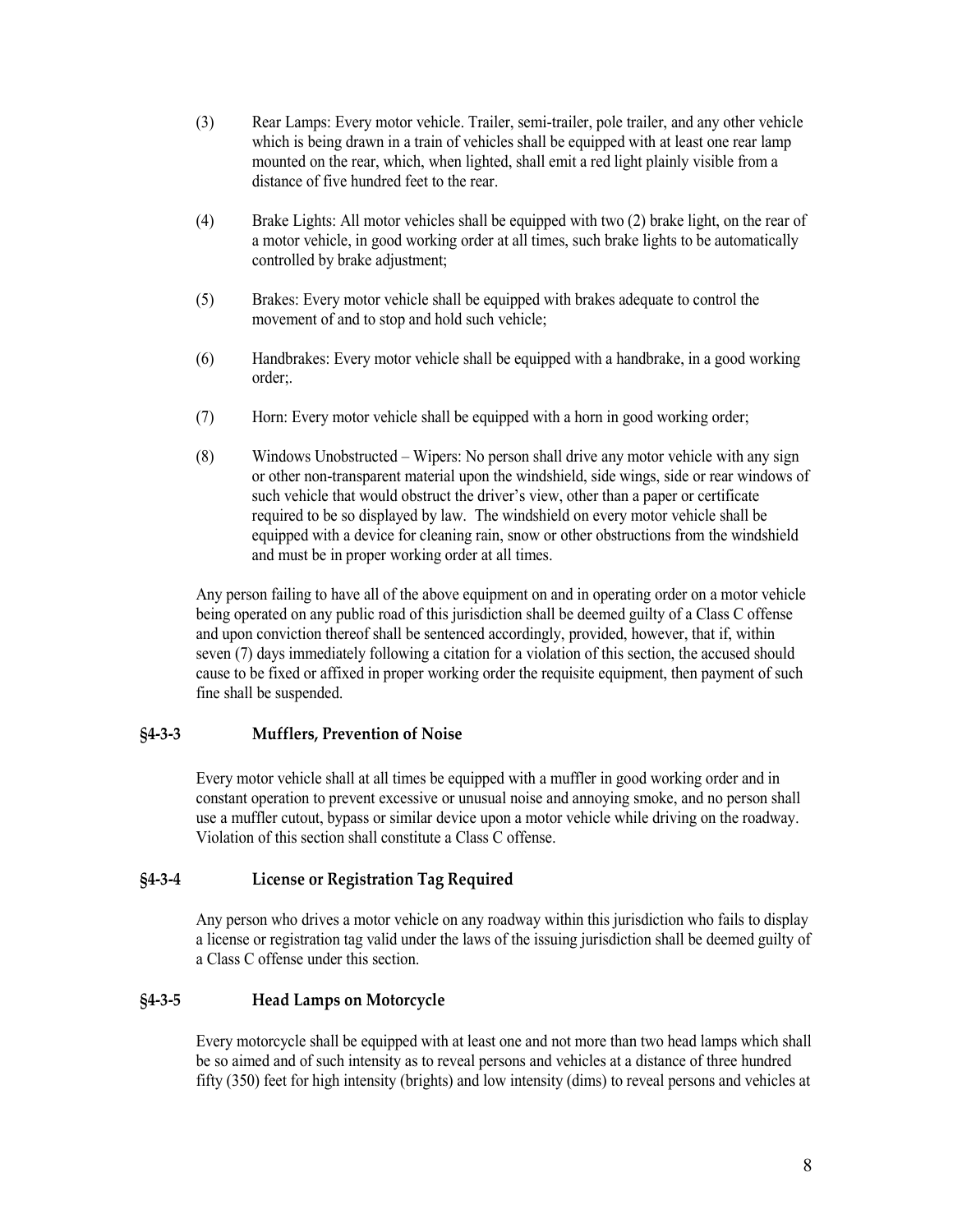(3) Rear Lamps: Every motor vehicle. Trailer, semi-trailer, pole trailer, and any other vehicle which is being drawn in a train of vehicles shall be equipped with at least one rear lamp mounted on the rear, which, when lighted, shall emit a red light plainly visible from a distance of five hundred feet to the rear.

(4) Brake Lights: All motor vehicles shall be equipped with two (2) brake light, on the rear of a motor vehicle, in good working order at all times, such brake lights to be automatically controlled by brake adjustment;

(5) Brakes: Every motor vehicle shall be equipped with brakes adequate to control the movement of and to stop and hold such vehicle;

(6) Handbrakes: Every motor vehicle shall be equipped with a handbrake, in a good working order;.

(7) Horn: Every motor vehicle shall be equipped with a horn in good working order;

(8) Windows Unobstructed – Wipers: No person shall drive any motor vehicle with any sign or other non-transparent material upon the windshield, side wings, side or rear windows of such vehicle that would obstruct the driver's view, other than a paper or certificate required to be so displayed by law. The windshield on every motor vehicle shall be equipped with a device for cleaning rain, snow or other obstructions from the windshield and must be in proper working order at all times.

Any person failing to have all of the above equipment on and in operating order on a motor vehicle being operated on any public road of this jurisdiction shall be deemed guilty of a Class C offense and upon conviction thereof shall be sentenced accordingly, provided, however, that if, within seven (7) days immediately following a citation for a violation of this section, the accused should cause to be fixed or affixed in proper working order the requisite equipment, then payment of such fine shall be suspended.

### §4-3-3 Mufflers, Prevention of Noise

Every motor vehicle shall at all times be equipped with a muffler in good working order and in constant operation to prevent excessive or unusual noise and annoying smoke, and no person shall use a muffler cutout, bypass or similar device upon a motor vehicle while driving on the roadway. Violation of this section shall constitute a Class C offense.

### §4-3-4 License or Registration Tag Required

Any person who drives a motor vehicle on any roadway within this jurisdiction who fails to display a license or registration tag valid under the laws of the issuing jurisdiction shall be deemed guilty of a Class C offense under this section.

### §4-3-5 Head Lamps on Motorcycle

Every motorcycle shall be equipped with at least one and not more than two head lamps which shall be so aimed and of such intensity as to reveal persons and vehicles at a distance of three hundred fifty (350) feet for high intensity (brights) and low intensity (dims) to reveal persons and vehicles at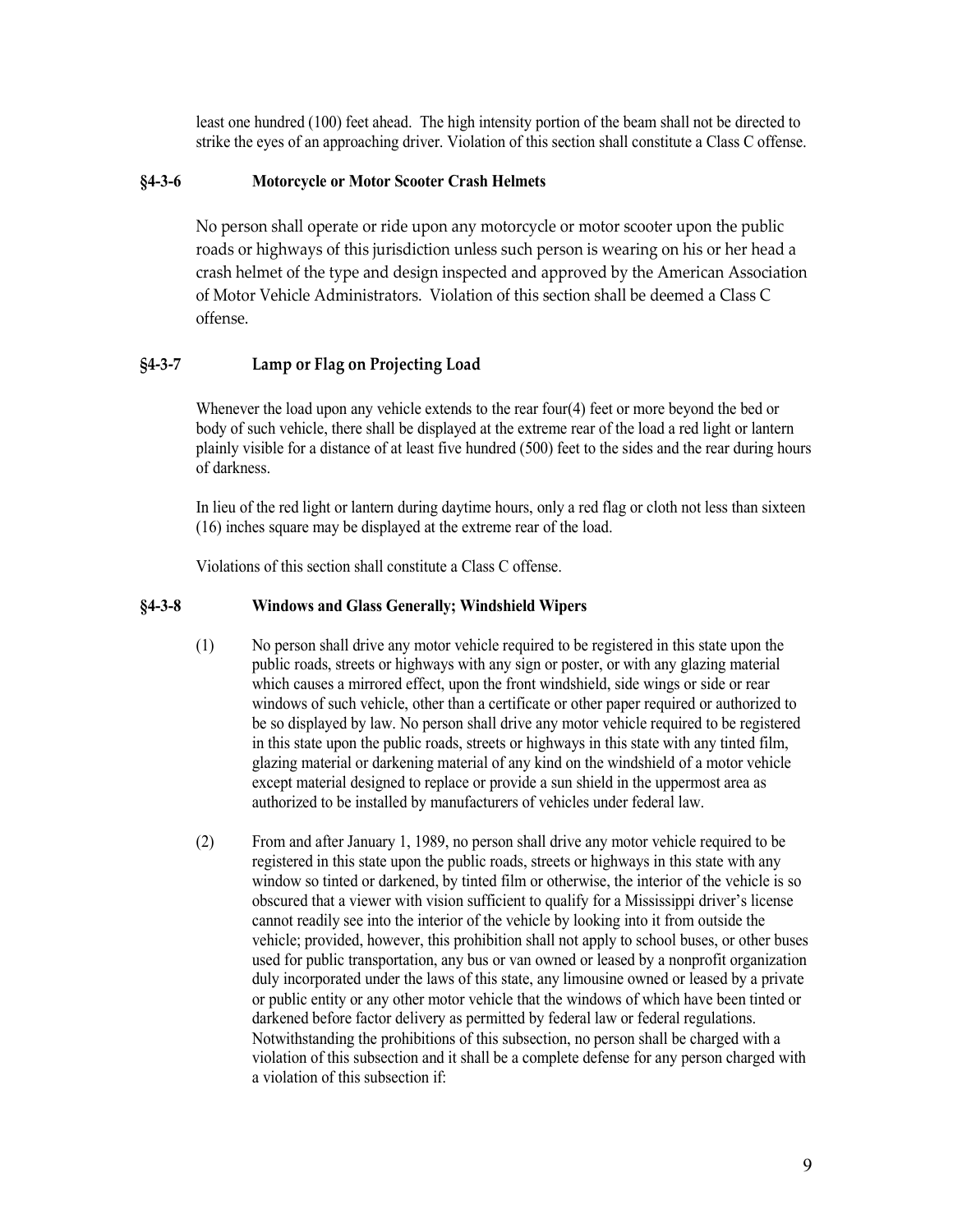least one hundred (100) feet ahead. The high intensity portion of the beam shall not be directed to strike the eyes of an approaching driver. Violation of this section shall constitute a Class C offense.

### §4-3-6 Motorcycle or Motor Scooter Crash Helmets

No person shall operate or ride upon any motorcycle or motor scooter upon the public roads or highways of this jurisdiction unless such person is wearing on his or her head a crash helmet of the type and design inspected and approved by the American Association of Motor Vehicle Administrators. Violation of this section shall be deemed a Class C offense.

### §4-3-7 Lamp or Flag on Projecting Load

Whenever the load upon any vehicle extends to the rear four(4) feet or more beyond the bed or body of such vehicle, there shall be displayed at the extreme rear of the load a red light or lantern plainly visible for a distance of at least five hundred (500) feet to the sides and the rear during hours of darkness.

In lieu of the red light or lantern during daytime hours, only a red flag or cloth not less than sixteen (16) inches square may be displayed at the extreme rear of the load.

Violations of this section shall constitute a Class C offense.

### §4-3-8 Windows and Glass Generally; Windshield Wipers

(1) No person shall drive any motor vehicle required to be registered in this state upon the public roads, streets or highways with any sign or poster, or with any glazing material which causes a mirrored effect, upon the front windshield, side wings or side or rear windows of such vehicle, other than a certificate or other paper required or authorized to be so displayed by law. No person shall drive any motor vehicle required to be registered in this state upon the public roads, streets or highways in this state with any tinted film, glazing material or darkening material of any kind on the windshield of a motor vehicle except material designed to replace or provide a sun shield in the uppermost area as authorized to be installed by manufacturers of vehicles under federal law.

(2) From and after January 1, 1989, no person shall drive any motor vehicle required to be registered in this state upon the public roads, streets or highways in this state with any window so tinted or darkened, by tinted film or otherwise, the interior of the vehicle is so obscured that a viewer with vision sufficient to qualify for a Mississippi driver's license cannot readily see into the interior of the vehicle by looking into it from outside the vehicle; provided, however, this prohibition shall not apply to school buses, or other buses used for public transportation, any bus or van owned or leased by a nonprofit organization duly incorporated under the laws of this state, any limousine owned or leased by a private or public entity or any other motor vehicle that the windows of which have been tinted or darkened before factor delivery as permitted by federal law or federal regulations. Notwithstanding the prohibitions of this subsection, no person shall be charged with a violation of this subsection and it shall be a complete defense for any person charged with a violation of this subsection if: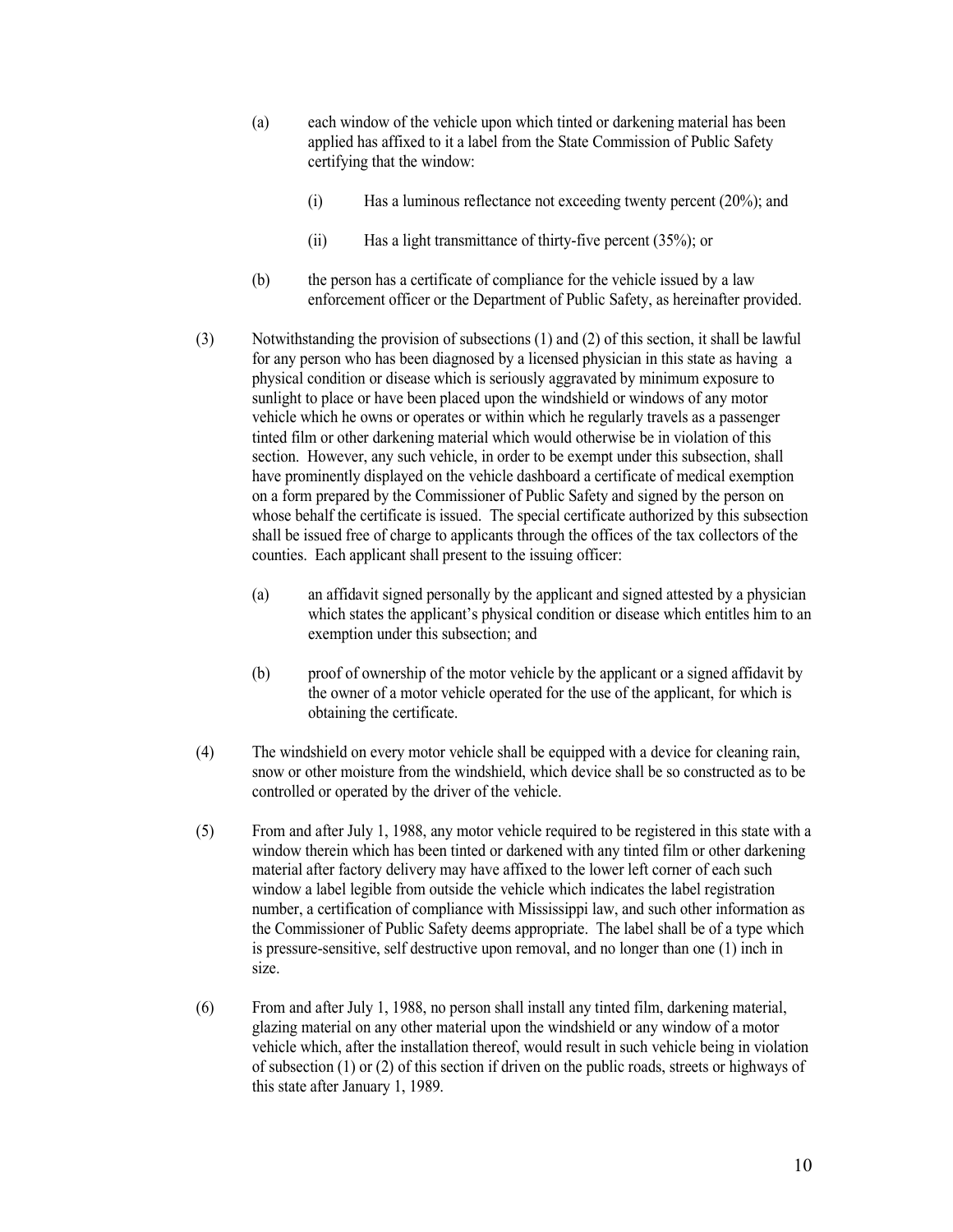(a) each window of the vehicle upon which tinted or darkening material has been applied has affixed to it a label from the State Commission of Public Safety certifying that the window:

  (i) Has a luminous reflectance not exceeding twenty percent (20%); and

  (ii) Has a light transmittance of thirty-five percent (35%); or

(b) the person has a certificate of compliance for the vehicle issued by a law enforcement officer or the Department of Public Safety, as hereinafter provided.

(3) Notwithstanding the provision of subsections (1) and (2) of this section, it shall be lawful for any person who has been diagnosed by a licensed physician in this state as having a physical condition or disease which is seriously aggravated by minimum exposure to sunlight to place or have been placed upon the windshield or windows of any motor vehicle which he owns or operates or within which he regularly travels as a passenger tinted film or other darkening material which would otherwise be in violation of this section. However, any such vehicle, in order to be exempt under this subsection, shall have prominently displayed on the vehicle dashboard a certificate of medical exemption on a form prepared by the Commissioner of Public Safety and signed by the person on whose behalf the certificate is issued. The special certificate authorized by this subsection shall be issued free of charge to applicants through the offices of the tax collectors of the counties. Each applicant shall present to the issuing officer:

(a) an affidavit signed personally by the applicant and signed attested by a physician which states the applicant's physical condition or disease which entitles him to an exemption under this subsection; and

(b) proof of ownership of the motor vehicle by the applicant or a signed affidavit by the owner of a motor vehicle operated for the use of the applicant, for which is obtaining the certificate.

(4) The windshield on every motor vehicle shall be equipped with a device for cleaning rain, snow or other moisture from the windshield, which device shall be so constructed as to be controlled or operated by the driver of the vehicle.

(5) From and after July 1, 1988, any motor vehicle required to be registered in this state with a window therein which has been tinted or darkened with any tinted film or other darkening material after factory delivery may have affixed to the lower left corner of each such window a label legible from outside the vehicle which indicates the label registration number, a certification of compliance with Mississippi law, and such other information as the Commissioner of Public Safety deems appropriate. The label shall be of a type which is pressure-sensitive, self destructive upon removal, and no longer than one (1) inch in size.

(6) From and after July 1, 1988, no person shall install any tinted film, darkening material, glazing material on any other material upon the windshield or any window of a motor vehicle which, after the installation thereof, would result in such vehicle being in violation of subsection (1) or (2) of this section if driven on the public roads, streets or highways of this state after January 1, 1989.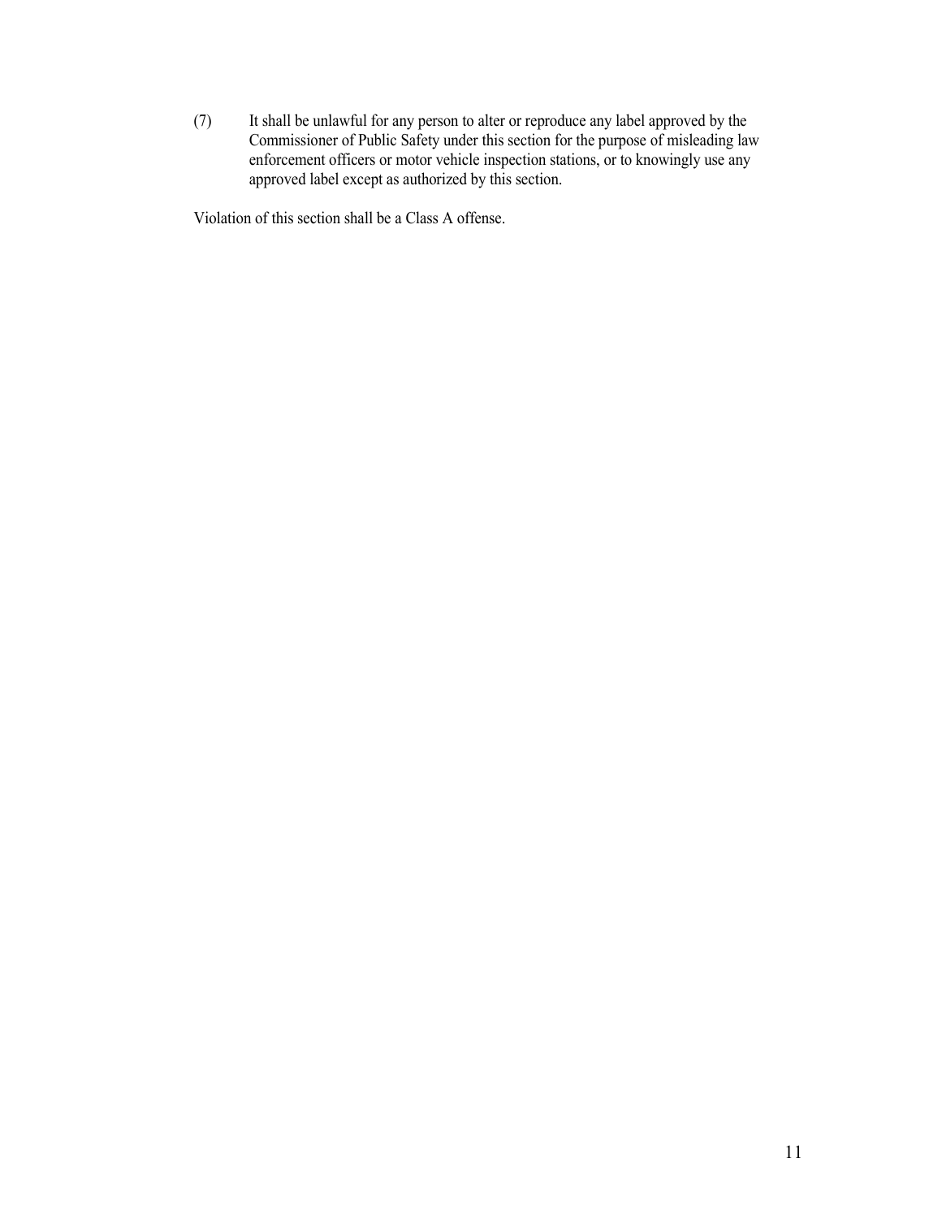(7) It shall be unlawful for any person to alter or reproduce any label approved by the Commissioner of Public Safety under this section for the purpose of misleading law enforcement officers or motor vehicle inspection stations, or to knowingly use any approved label except as authorized by this section.

Violation of this section shall be a Class A offense.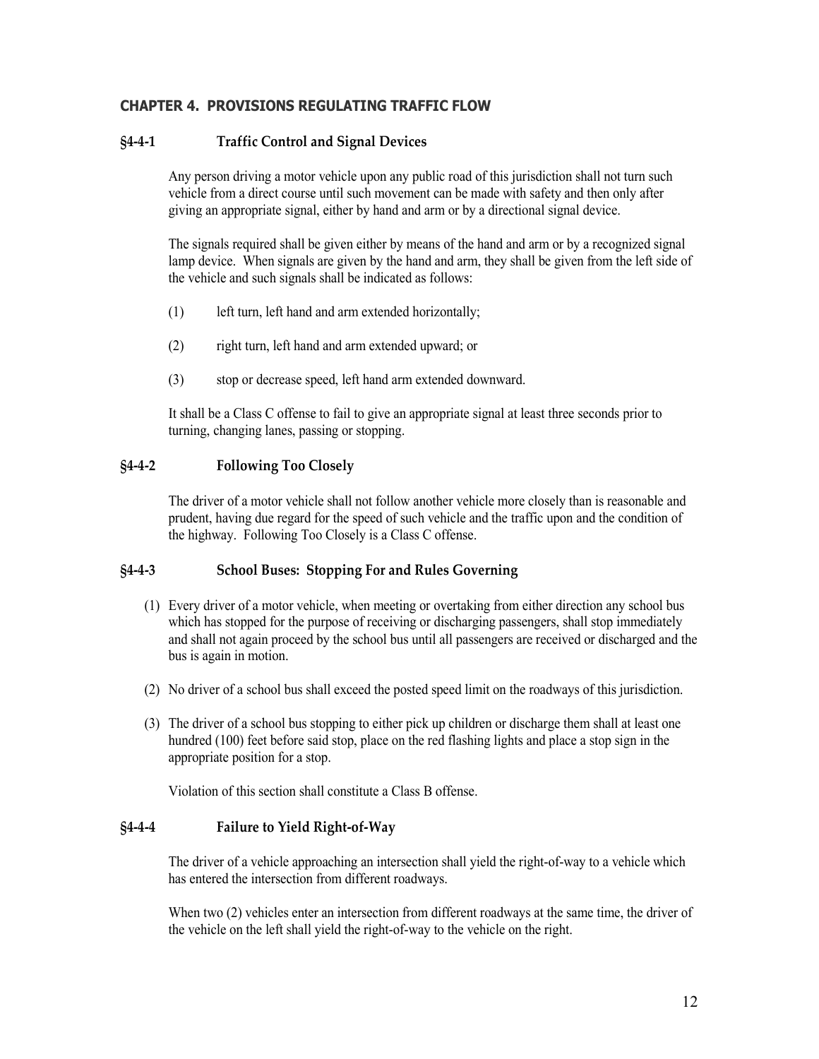## CHAPTER 4. PROVISIONS REGULATING TRAFFIC FLOW

### §4-4-1 Traffic Control and Signal Devices

Any person driving a motor vehicle upon any public road of this jurisdiction shall not turn such vehicle from a direct course until such movement can be made with safety and then only after giving an appropriate signal, either by hand and arm or by a directional signal device.

The signals required shall be given either by means of the hand and arm or by a recognized signal lamp device. When signals are given by the hand and arm, they shall be given from the left side of the vehicle and such signals shall be indicated as follows:

(1) left turn, left hand and arm extended horizontally;

(2) right turn, left hand and arm extended upward; or

(3) stop or decrease speed, left hand arm extended downward.

It shall be a Class C offense to fail to give an appropriate signal at least three seconds prior to turning, changing lanes, passing or stopping.

### §4-4-2 Following Too Closely

The driver of a motor vehicle shall not follow another vehicle more closely than is reasonable and prudent, having due regard for the speed of such vehicle and the traffic upon and the condition of the highway. Following Too Closely is a Class C offense.

### §4-4-3 School Buses: Stopping For and Rules Governing

(1) Every driver of a motor vehicle, when meeting or overtaking from either direction any school bus which has stopped for the purpose of receiving or discharging passengers, shall stop immediately and shall not again proceed by the school bus until all passengers are received or discharged and the bus is again in motion.

(2) No driver of a school bus shall exceed the posted speed limit on the roadways of this jurisdiction.

(3) The driver of a school bus stopping to either pick up children or discharge them shall at least one hundred (100) feet before said stop, place on the red flashing lights and place a stop sign in the appropriate position for a stop.

Violation of this section shall constitute a Class B offense.

### §4-4-4 Failure to Yield Right-of-Way

The driver of a vehicle approaching an intersection shall yield the right-of-way to a vehicle which has entered the intersection from different roadways.

When two (2) vehicles enter an intersection from different roadways at the same time, the driver of the vehicle on the left shall yield the right-of-way to the vehicle on the right.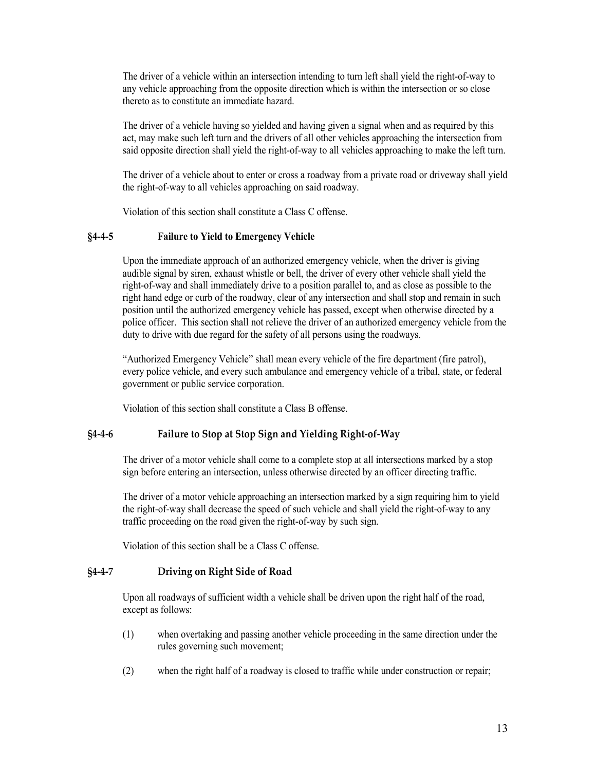The driver of a vehicle within an intersection intending to turn left shall yield the right-of-way to any vehicle approaching from the opposite direction which is within the intersection or so close thereto as to constitute an immediate hazard.

The driver of a vehicle having so yielded and having given a signal when and as required by this act, may make such left turn and the drivers of all other vehicles approaching the intersection from said opposite direction shall yield the right-of-way to all vehicles approaching to make the left turn.

The driver of a vehicle about to enter or cross a roadway from a private road or driveway shall yield the right-of-way to all vehicles approaching on said roadway.

Violation of this section shall constitute a Class C offense.

### §4-4-5 Failure to Yield to Emergency Vehicle

Upon the immediate approach of an authorized emergency vehicle, when the driver is giving audible signal by siren, exhaust whistle or bell, the driver of every other vehicle shall yield the right-of-way and shall immediately drive to a position parallel to, and as close as possible to the right hand edge or curb of the roadway, clear of any intersection and shall stop and remain in such position until the authorized emergency vehicle has passed, except when otherwise directed by a police officer. This section shall not relieve the driver of an authorized emergency vehicle from the duty to drive with due regard for the safety of all persons using the roadways.

"Authorized Emergency Vehicle" shall mean every vehicle of the fire department (fire patrol), every police vehicle, and every such ambulance and emergency vehicle of a tribal, state, or federal government or public service corporation.

Violation of this section shall constitute a Class B offense.

### §4-4-6 Failure to Stop at Stop Sign and Yielding Right-of-Way

The driver of a motor vehicle shall come to a complete stop at all intersections marked by a stop sign before entering an intersection, unless otherwise directed by an officer directing traffic.

The driver of a motor vehicle approaching an intersection marked by a sign requiring him to yield the right-of-way shall decrease the speed of such vehicle and shall yield the right-of-way to any traffic proceeding on the road given the right-of-way by such sign.

Violation of this section shall be a Class C offense.

### §4-4-7 Driving on Right Side of Road

Upon all roadways of sufficient width a vehicle shall be driven upon the right half of the road, except as follows:

(1) when overtaking and passing another vehicle proceeding in the same direction under the rules governing such movement;

(2) when the right half of a roadway is closed to traffic while under construction or repair;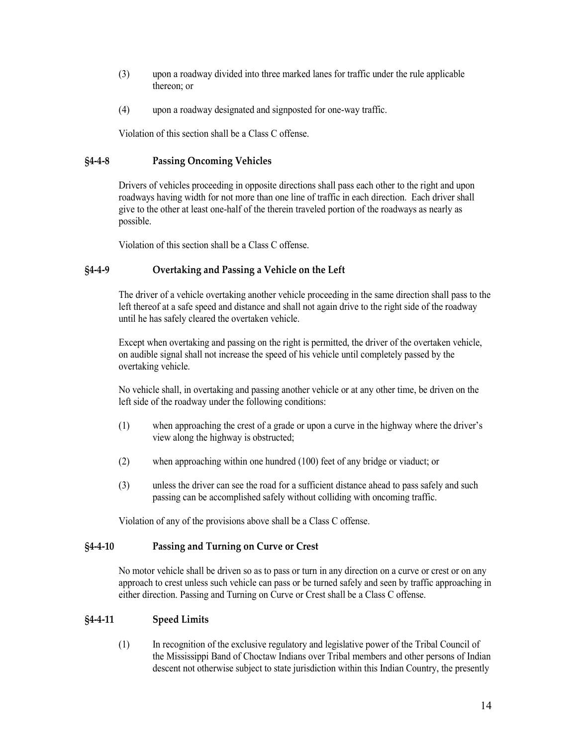(3) upon a roadway divided into three marked lanes for traffic under the rule applicable thereon; or

(4) upon a roadway designated and signposted for one-way traffic.

Violation of this section shall be a Class C offense.

### §4-4-8 Passing Oncoming Vehicles

Drivers of vehicles proceeding in opposite directions shall pass each other to the right and upon roadways having width for not more than one line of traffic in each direction. Each driver shall give to the other at least one-half of the therein traveled portion of the roadways as nearly as possible.

Violation of this section shall be a Class C offense.

### §4-4-9 Overtaking and Passing a Vehicle on the Left

The driver of a vehicle overtaking another vehicle proceeding in the same direction shall pass to the left thereof at a safe speed and distance and shall not again drive to the right side of the roadway until he has safely cleared the overtaken vehicle.

Except when overtaking and passing on the right is permitted, the driver of the overtaken vehicle, on audible signal shall not increase the speed of his vehicle until completely passed by the overtaking vehicle.

No vehicle shall, in overtaking and passing another vehicle or at any other time, be driven on the left side of the roadway under the following conditions:

(1) when approaching the crest of a grade or upon a curve in the highway where the driver's view along the highway is obstructed;

(2) when approaching within one hundred (100) feet of any bridge or viaduct; or

(3) unless the driver can see the road for a sufficient distance ahead to pass safely and such passing can be accomplished safely without colliding with oncoming traffic.

Violation of any of the provisions above shall be a Class C offense.

### §4-4-10 Passing and Turning on Curve or Crest

No motor vehicle shall be driven so as to pass or turn in any direction on a curve or crest or on any approach to crest unless such vehicle can pass or be turned safely and seen by traffic approaching in either direction. Passing and Turning on Curve or Crest shall be a Class C offense.

### §4-4-11 Speed Limits

(1) In recognition of the exclusive regulatory and legislative power of the Tribal Council of the Mississippi Band of Choctaw Indians over Tribal members and other persons of Indian descent not otherwise subject to state jurisdiction within this Indian Country, the presently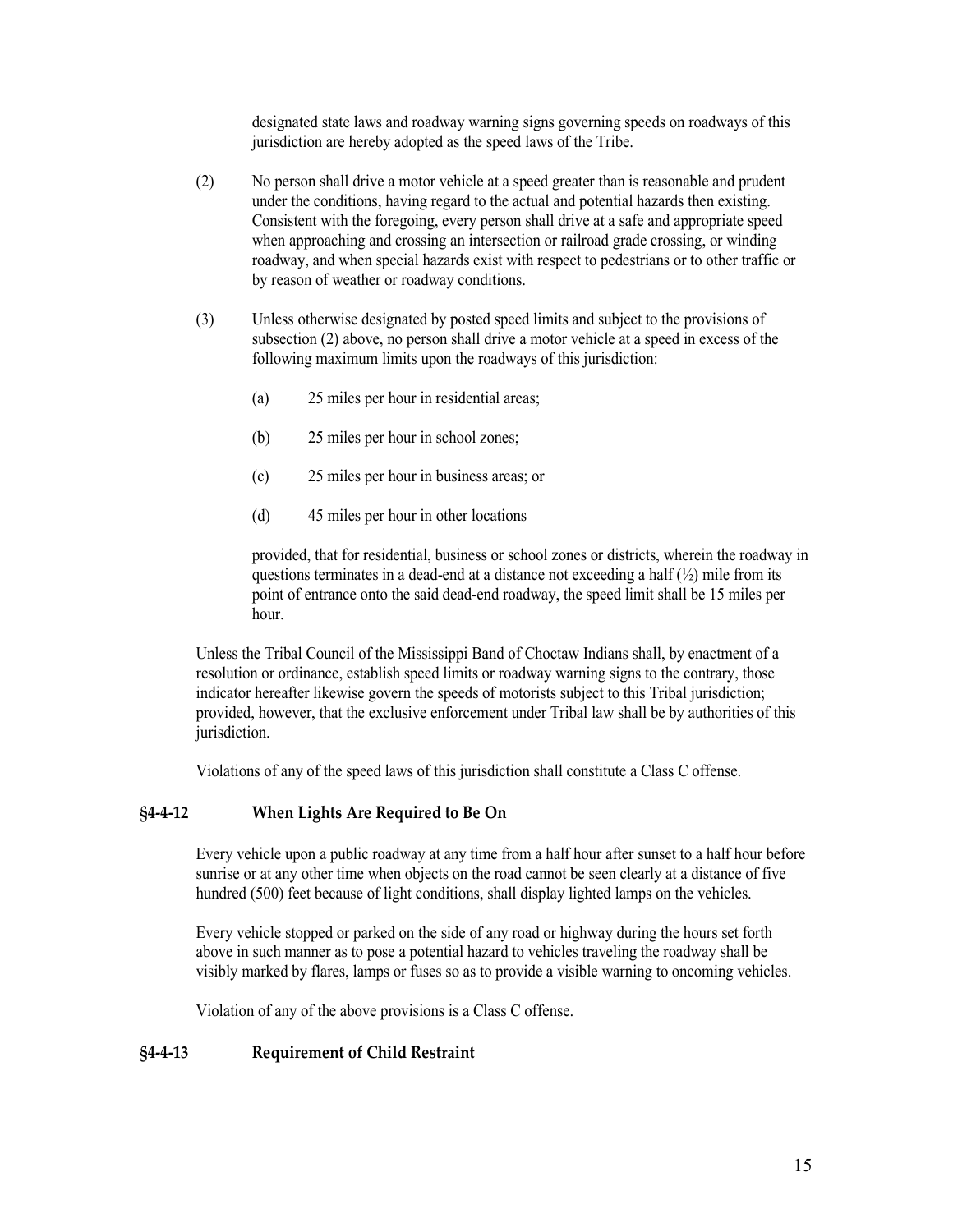designated state laws and roadway warning signs governing speeds on roadways of this jurisdiction are hereby adopted as the speed laws of the Tribe.

(2) No person shall drive a motor vehicle at a speed greater than is reasonable and prudent under the conditions, having regard to the actual and potential hazards then existing. Consistent with the foregoing, every person shall drive at a safe and appropriate speed when approaching and crossing an intersection or railroad grade crossing, or winding roadway, and when special hazards exist with respect to pedestrians or to other traffic or by reason of weather or roadway conditions.

(3) Unless otherwise designated by posted speed limits and subject to the provisions of subsection (2) above, no person shall drive a motor vehicle at a speed in excess of the following maximum limits upon the roadways of this jurisdiction:

(a) 25 miles per hour in residential areas;

(b) 25 miles per hour in school zones;

(c) 25 miles per hour in business areas; or

(d) 45 miles per hour in other locations

provided, that for residential, business or school zones or districts, wherein the roadway in questions terminates in a dead-end at a distance not exceeding a half (½) mile from its point of entrance onto the said dead-end roadway, the speed limit shall be 15 miles per hour.

Unless the Tribal Council of the Mississippi Band of Choctaw Indians shall, by enactment of a resolution or ordinance, establish speed limits or roadway warning signs to the contrary, those indicator hereafter likewise govern the speeds of motorists subject to this Tribal jurisdiction; provided, however, that the exclusive enforcement under Tribal law shall be by authorities of this jurisdiction.

Violations of any of the speed laws of this jurisdiction shall constitute a Class C offense.

### §4-4-12 When Lights Are Required to Be On

Every vehicle upon a public roadway at any time from a half hour after sunset to a half hour before sunrise or at any other time when objects on the road cannot be seen clearly at a distance of five hundred (500) feet because of light conditions, shall display lighted lamps on the vehicles.

Every vehicle stopped or parked on the side of any road or highway during the hours set forth above in such manner as to pose a potential hazard to vehicles traveling the roadway shall be visibly marked by flares, lamps or fuses so as to provide a visible warning to oncoming vehicles.

Violation of any of the above provisions is a Class C offense.

### §4-4-13 Requirement of Child Restraint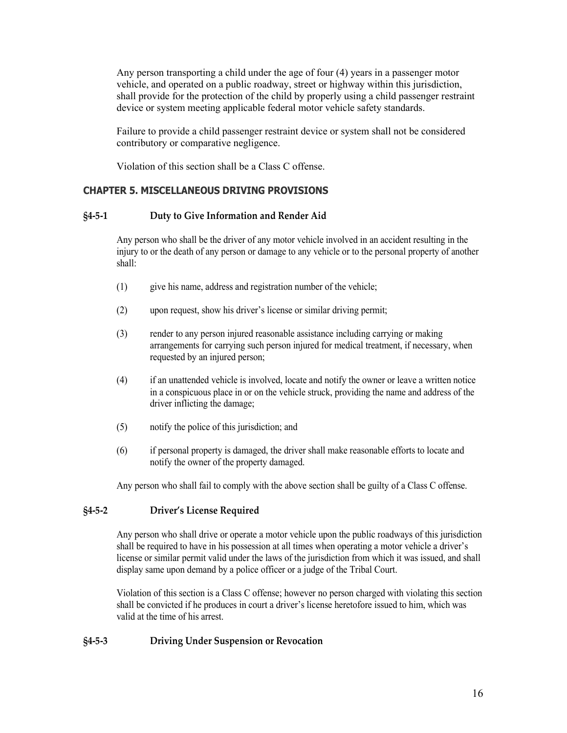Any person transporting a child under the age of four (4) years in a passenger motor vehicle, and operated on a public roadway, street or highway within this jurisdiction, shall provide for the protection of the child by properly using a child passenger restraint device or system meeting applicable federal motor vehicle safety standards.

Failure to provide a child passenger restraint device or system shall not be considered contributory or comparative negligence.

Violation of this section shall be a Class C offense.

## CHAPTER 5. MISCELLANEOUS DRIVING PROVISIONS

### §4-5-1 Duty to Give Information and Render Aid

Any person who shall be the driver of any motor vehicle involved in an accident resulting in the injury to or the death of any person or damage to any vehicle or to the personal property of another shall:

(1) give his name, address and registration number of the vehicle;

(2) upon request, show his driver's license or similar driving permit;

(3) render to any person injured reasonable assistance including carrying or making arrangements for carrying such person injured for medical treatment, if necessary, when requested by an injured person;

(4) if an unattended vehicle is involved, locate and notify the owner or leave a written notice in a conspicuous place in or on the vehicle struck, providing the name and address of the driver inflicting the damage;

(5) notify the police of this jurisdiction; and

(6) if personal property is damaged, the driver shall make reasonable efforts to locate and notify the owner of the property damaged.

Any person who shall fail to comply with the above section shall be guilty of a Class C offense.

### §4-5-2 Driver's License Required

Any person who shall drive or operate a motor vehicle upon the public roadways of this jurisdiction shall be required to have in his possession at all times when operating a motor vehicle a driver's license or similar permit valid under the laws of the jurisdiction from which it was issued, and shall display same upon demand by a police officer or a judge of the Tribal Court.

Violation of this section is a Class C offense; however no person charged with violating this section shall be convicted if he produces in court a driver's license heretofore issued to him, which was valid at the time of his arrest.

### §4-5-3 Driving Under Suspension or Revocation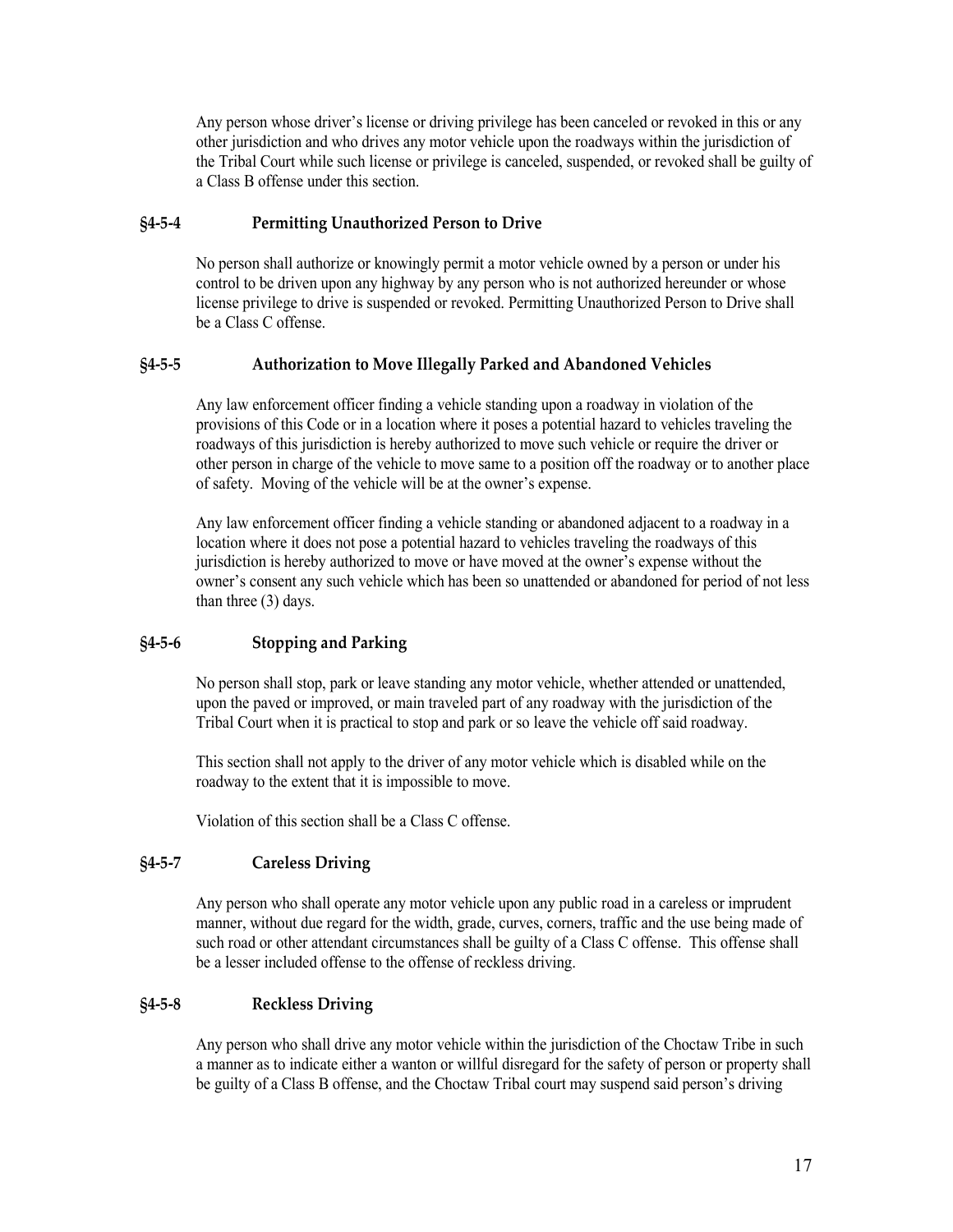Any person whose driver's license or driving privilege has been canceled or revoked in this or any other jurisdiction and who drives any motor vehicle upon the roadways within the jurisdiction of the Tribal Court while such license or privilege is canceled, suspended, or revoked shall be guilty of a Class B offense under this section.

### §4-5-4 Permitting Unauthorized Person to Drive

No person shall authorize or knowingly permit a motor vehicle owned by a person or under his control to be driven upon any highway by any person who is not authorized hereunder or whose license privilege to drive is suspended or revoked. Permitting Unauthorized Person to Drive shall be a Class C offense.

### §4-5-5 Authorization to Move Illegally Parked and Abandoned Vehicles

Any law enforcement officer finding a vehicle standing upon a roadway in violation of the provisions of this Code or in a location where it poses a potential hazard to vehicles traveling the roadways of this jurisdiction is hereby authorized to move such vehicle or require the driver or other person in charge of the vehicle to move same to a position off the roadway or to another place of safety. Moving of the vehicle will be at the owner's expense.

Any law enforcement officer finding a vehicle standing or abandoned adjacent to a roadway in a location where it does not pose a potential hazard to vehicles traveling the roadways of this jurisdiction is hereby authorized to move or have moved at the owner's expense without the owner's consent any such vehicle which has been so unattended or abandoned for period of not less than three (3) days.

### §4-5-6 Stopping and Parking

No person shall stop, park or leave standing any motor vehicle, whether attended or unattended, upon the paved or improved, or main traveled part of any roadway with the jurisdiction of the Tribal Court when it is practical to stop and park or so leave the vehicle off said roadway.

This section shall not apply to the driver of any motor vehicle which is disabled while on the roadway to the extent that it is impossible to move.

Violation of this section shall be a Class C offense.

### §4-5-7 Careless Driving

Any person who shall operate any motor vehicle upon any public road in a careless or imprudent manner, without due regard for the width, grade, curves, corners, traffic and the use being made of such road or other attendant circumstances shall be guilty of a Class C offense. This offense shall be a lesser included offense to the offense of reckless driving.

### §4-5-8 Reckless Driving

Any person who shall drive any motor vehicle within the jurisdiction of the Choctaw Tribe in such a manner as to indicate either a wanton or willful disregard for the safety of person or property shall be guilty of a Class B offense, and the Choctaw Tribal court may suspend said person's driving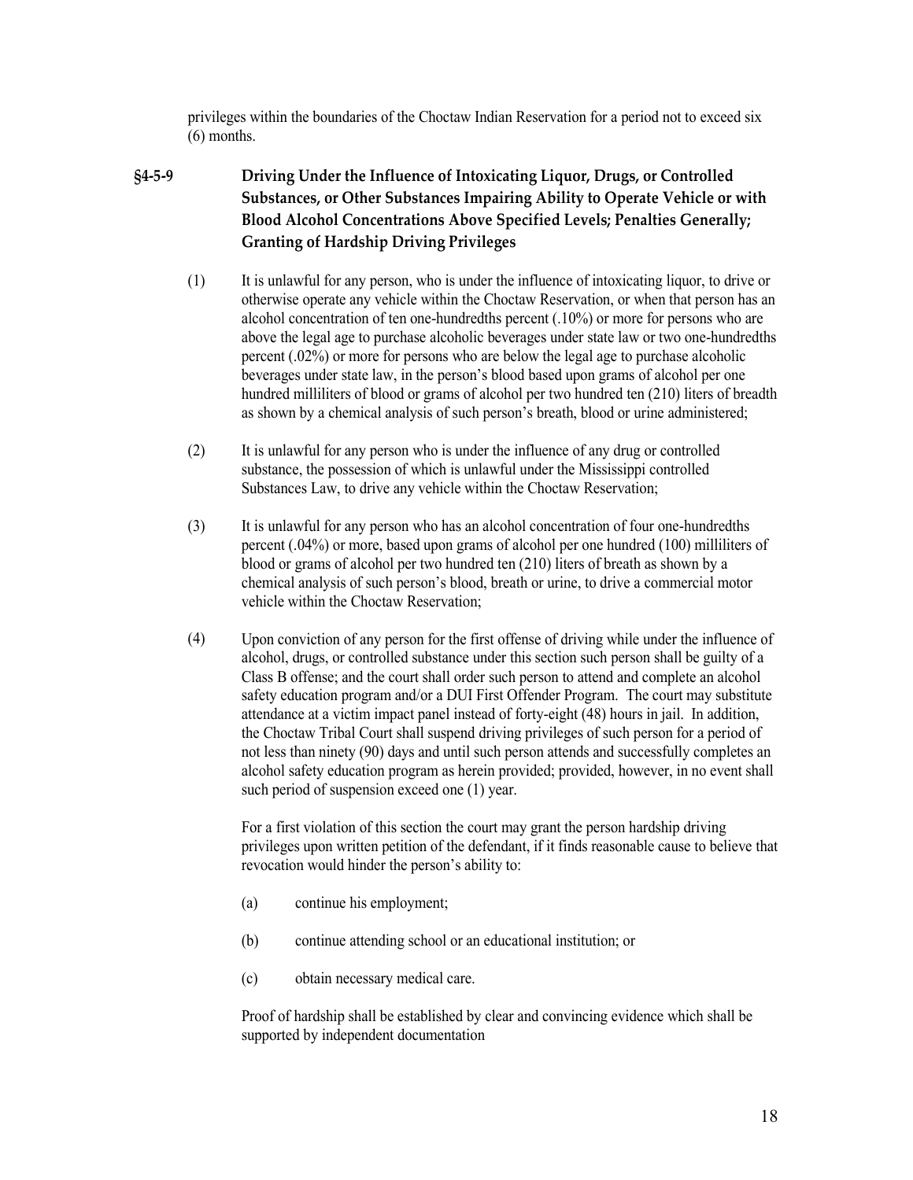privileges within the boundaries of the Choctaw Indian Reservation for a period not to exceed six (6) months.

### §4-5-9 Driving Under the Influence of Intoxicating Liquor, Drugs, or Controlled Substances, or Other Substances Impairing Ability to Operate Vehicle or with Blood Alcohol Concentrations Above Specified Levels; Penalties Generally; Granting of Hardship Driving Privileges

(1) It is unlawful for any person, who is under the influence of intoxicating liquor, to drive or otherwise operate any vehicle within the Choctaw Reservation, or when that person has an alcohol concentration of ten one-hundredths percent (.10%) or more for persons who are above the legal age to purchase alcoholic beverages under state law or two one-hundredths percent (.02%) or more for persons who are below the legal age to purchase alcoholic beverages under state law, in the person's blood based upon grams of alcohol per one hundred milliliters of blood or grams of alcohol per two hundred ten (210) liters of breadth as shown by a chemical analysis of such person's breath, blood or urine administered;

(2) It is unlawful for any person who is under the influence of any drug or controlled substance, the possession of which is unlawful under the Mississippi controlled Substances Law, to drive any vehicle within the Choctaw Reservation;

(3) It is unlawful for any person who has an alcohol concentration of four one-hundredths percent (.04%) or more, based upon grams of alcohol per one hundred (100) milliliters of blood or grams of alcohol per two hundred ten (210) liters of breath as shown by a chemical analysis of such person's blood, breath or urine, to drive a commercial motor vehicle within the Choctaw Reservation;

(4) Upon conviction of any person for the first offense of driving while under the influence of alcohol, drugs, or controlled substance under this section such person shall be guilty of a Class B offense; and the court shall order such person to attend and complete an alcohol safety education program and/or a DUI First Offender Program. The court may substitute attendance at a victim impact panel instead of forty-eight (48) hours in jail. In addition, the Choctaw Tribal Court shall suspend driving privileges of such person for a period of not less than ninety (90) days and until such person attends and successfully completes an alcohol safety education program as herein provided; provided, however, in no event shall such period of suspension exceed one (1) year.

For a first violation of this section the court may grant the person hardship driving privileges upon written petition of the defendant, if it finds reasonable cause to believe that revocation would hinder the person's ability to:

(a) continue his employment;

(b) continue attending school or an educational institution; or

(c) obtain necessary medical care.

Proof of hardship shall be established by clear and convincing evidence which shall be supported by independent documentation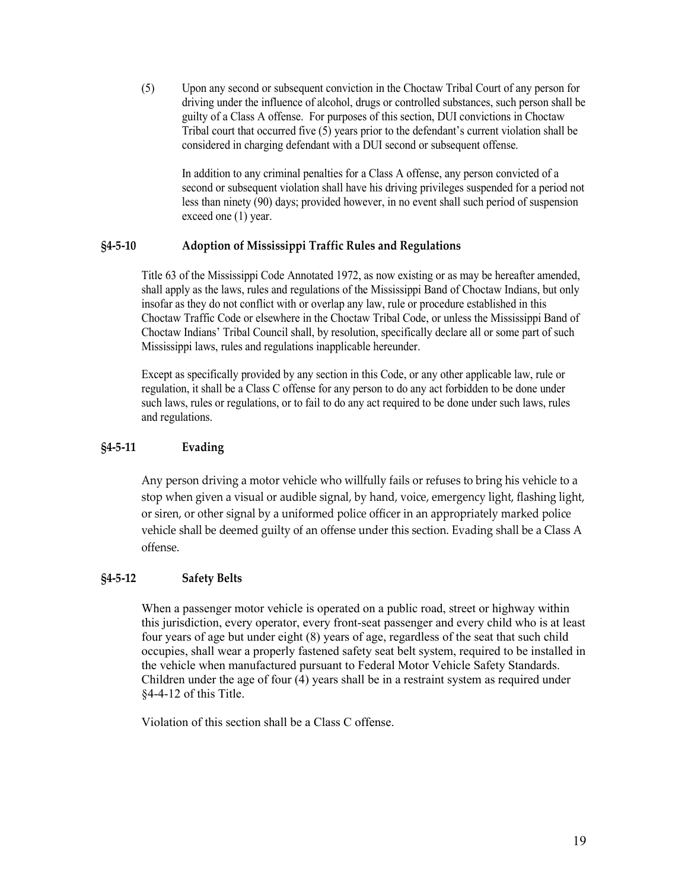(5) Upon any second or subsequent conviction in the Choctaw Tribal Court of any person for driving under the influence of alcohol, drugs or controlled substances, such person shall be guilty of a Class A offense. For purposes of this section, DUI convictions in Choctaw Tribal court that occurred five (5) years prior to the defendant's current violation shall be considered in charging defendant with a DUI second or subsequent offense.

In addition to any criminal penalties for a Class A offense, any person convicted of a second or subsequent violation shall have his driving privileges suspended for a period not less than ninety (90) days; provided however, in no event shall such period of suspension exceed one (1) year.

### §4-5-10 Adoption of Mississippi Traffic Rules and Regulations

Title 63 of the Mississippi Code Annotated 1972, as now existing or as may be hereafter amended, shall apply as the laws, rules and regulations of the Mississippi Band of Choctaw Indians, but only insofar as they do not conflict with or overlap any law, rule or procedure established in this Choctaw Traffic Code or elsewhere in the Choctaw Tribal Code, or unless the Mississippi Band of Choctaw Indians' Tribal Council shall, by resolution, specifically declare all or some part of such Mississippi laws, rules and regulations inapplicable hereunder.

Except as specifically provided by any section in this Code, or any other applicable law, rule or regulation, it shall be a Class C offense for any person to do any act forbidden to be done under such laws, rules or regulations, or to fail to do any act required to be done under such laws, rules and regulations.

### §4-5-11 Evading

Any person driving a motor vehicle who willfully fails or refuses to bring his vehicle to a stop when given a visual or audible signal, by hand, voice, emergency light, flashing light, or siren, or other signal by a uniformed police officer in an appropriately marked police vehicle shall be deemed guilty of an offense under this section. Evading shall be a Class A offense.

### §4-5-12 Safety Belts

When a passenger motor vehicle is operated on a public road, street or highway within this jurisdiction, every operator, every front-seat passenger and every child who is at least four years of age but under eight (8) years of age, regardless of the seat that such child occupies, shall wear a properly fastened safety seat belt system, required to be installed in the vehicle when manufactured pursuant to Federal Motor Vehicle Safety Standards. Children under the age of four (4) years shall be in a restraint system as required under §4-4-12 of this Title.

Violation of this section shall be a Class C offense.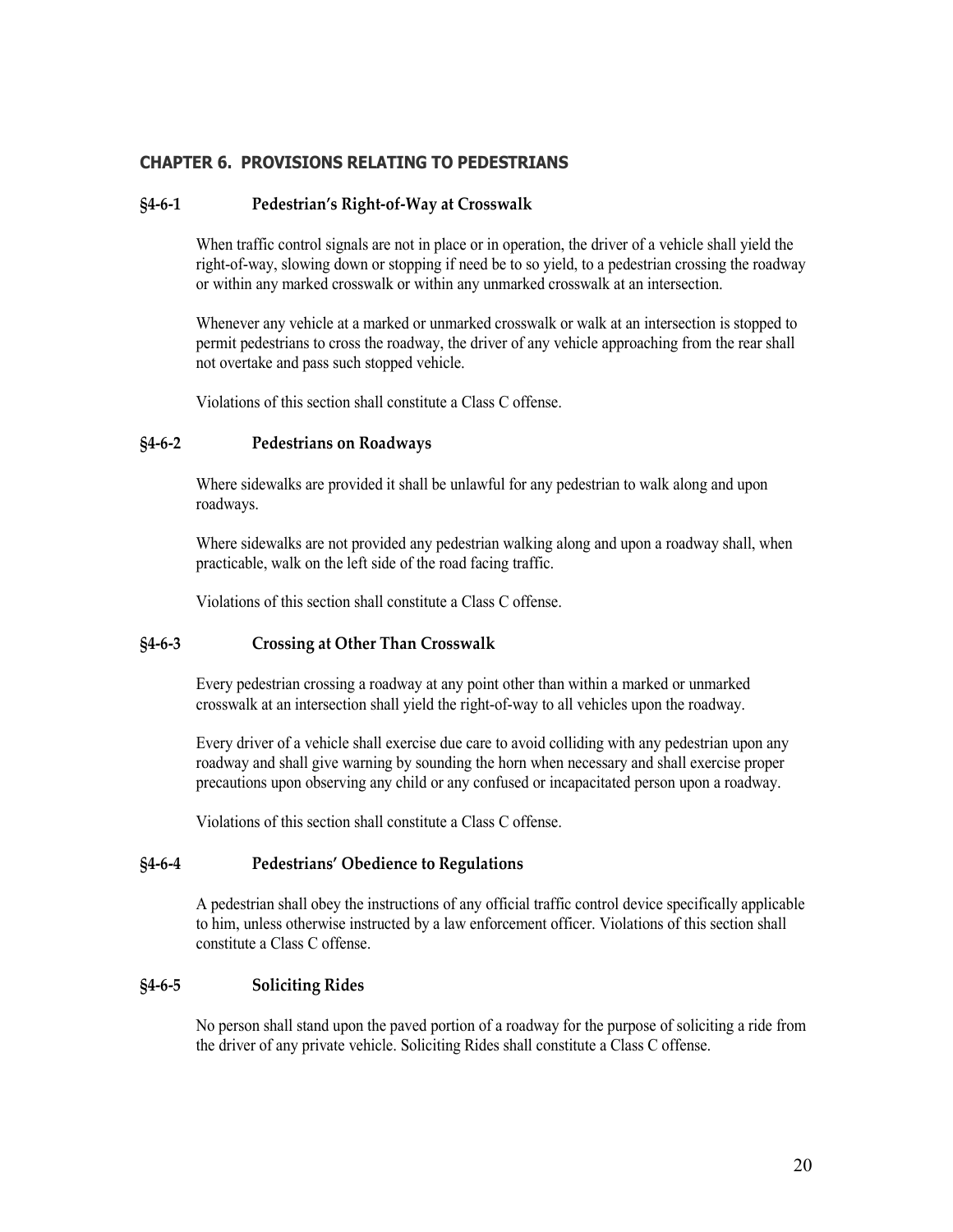## CHAPTER 6. PROVISIONS RELATING TO PEDESTRIANS

### §4-6-1 Pedestrian's Right-of-Way at Crosswalk

When traffic control signals are not in place or in operation, the driver of a vehicle shall yield the right-of-way, slowing down or stopping if need be to so yield, to a pedestrian crossing the roadway or within any marked crosswalk or within any unmarked crosswalk at an intersection.

Whenever any vehicle at a marked or unmarked crosswalk or walk at an intersection is stopped to permit pedestrians to cross the roadway, the driver of any vehicle approaching from the rear shall not overtake and pass such stopped vehicle.

Violations of this section shall constitute a Class C offense.

### §4-6-2 Pedestrians on Roadways

Where sidewalks are provided it shall be unlawful for any pedestrian to walk along and upon roadways.

Where sidewalks are not provided any pedestrian walking along and upon a roadway shall, when practicable, walk on the left side of the road facing traffic.

Violations of this section shall constitute a Class C offense.

### §4-6-3 Crossing at Other Than Crosswalk

Every pedestrian crossing a roadway at any point other than within a marked or unmarked crosswalk at an intersection shall yield the right-of-way to all vehicles upon the roadway.

Every driver of a vehicle shall exercise due care to avoid colliding with any pedestrian upon any roadway and shall give warning by sounding the horn when necessary and shall exercise proper precautions upon observing any child or any confused or incapacitated person upon a roadway.

Violations of this section shall constitute a Class C offense.

### §4-6-4 Pedestrians' Obedience to Regulations

A pedestrian shall obey the instructions of any official traffic control device specifically applicable to him, unless otherwise instructed by a law enforcement officer. Violations of this section shall constitute a Class C offense.

### §4-6-5 Soliciting Rides

No person shall stand upon the paved portion of a roadway for the purpose of soliciting a ride from the driver of any private vehicle. Soliciting Rides shall constitute a Class C offense.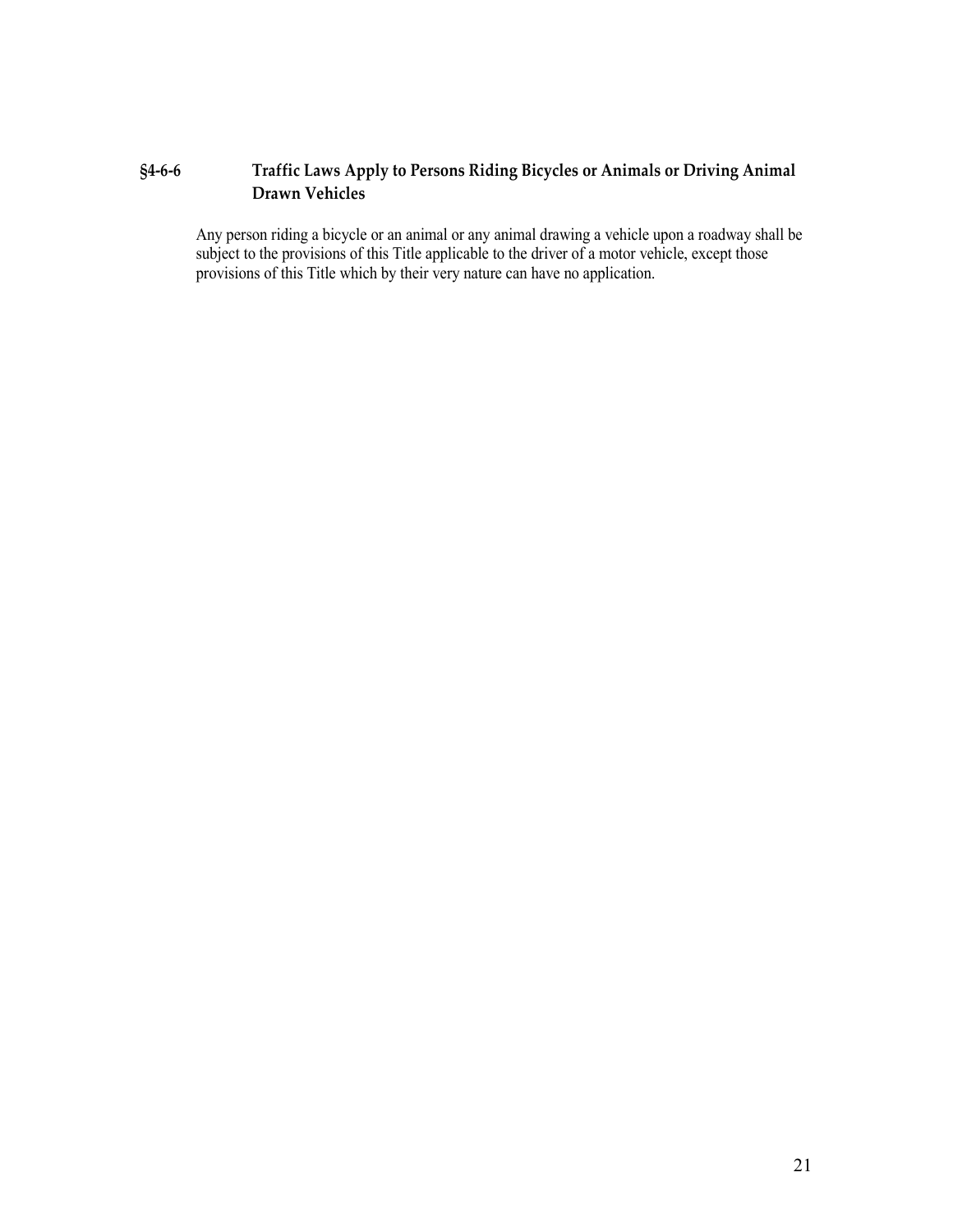### §4-6-6 Traffic Laws Apply to Persons Riding Bicycles or Animals or Driving Animal Drawn Vehicles

Any person riding a bicycle or an animal or any animal drawing a vehicle upon a roadway shall be subject to the provisions of this Title applicable to the driver of a motor vehicle, except those provisions of this Title which by their very nature can have no application.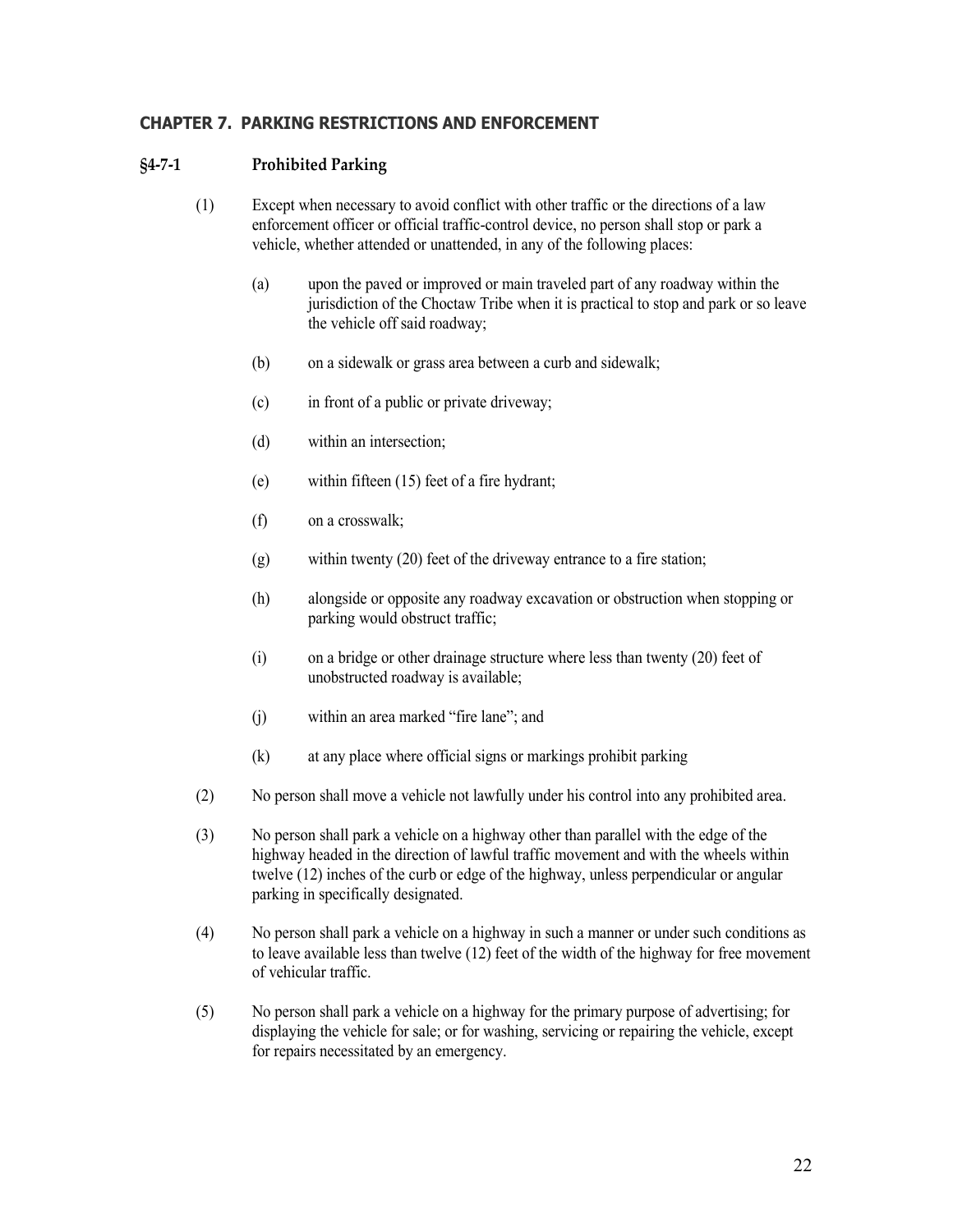## CHAPTER 7. PARKING RESTRICTIONS AND ENFORCEMENT

### §4-7-1 Prohibited Parking

(1) Except when necessary to avoid conflict with other traffic or the directions of a law enforcement officer or official traffic-control device, no person shall stop or park a vehicle, whether attended or unattended, in any of the following places:

(a) upon the paved or improved or main traveled part of any roadway within the jurisdiction of the Choctaw Tribe when it is practical to stop and park or so leave the vehicle off said roadway;

(b) on a sidewalk or grass area between a curb and sidewalk;

(c) in front of a public or private driveway;

(d) within an intersection;

(e) within fifteen (15) feet of a fire hydrant;

(f) on a crosswalk;

(g) within twenty (20) feet of the driveway entrance to a fire station;

(h) alongside or opposite any roadway excavation or obstruction when stopping or parking would obstruct traffic;

(i) on a bridge or other drainage structure where less than twenty (20) feet of unobstructed roadway is available;

(j) within an area marked "fire lane"; and

(k) at any place where official signs or markings prohibit parking

(2) No person shall move a vehicle not lawfully under his control into any prohibited area.

(3) No person shall park a vehicle on a highway other than parallel with the edge of the highway headed in the direction of lawful traffic movement and with the wheels within twelve (12) inches of the curb or edge of the highway, unless perpendicular or angular parking in specifically designated.

(4) No person shall park a vehicle on a highway in such a manner or under such conditions as to leave available less than twelve (12) feet of the width of the highway for free movement of vehicular traffic.

(5) No person shall park a vehicle on a highway for the primary purpose of advertising; for displaying the vehicle for sale; or for washing, servicing or repairing the vehicle, except for repairs necessitated by an emergency.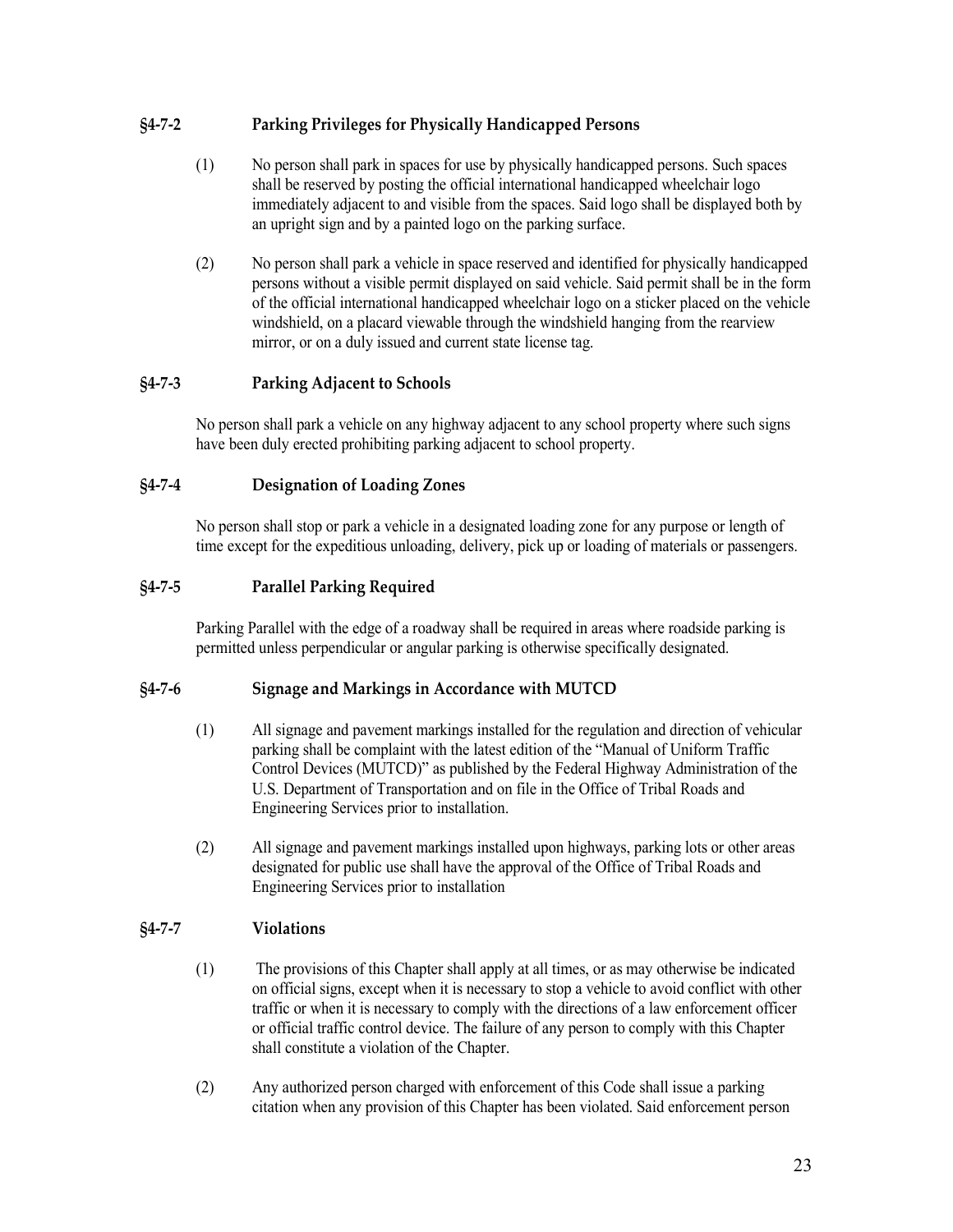### §4-7-2 Parking Privileges for Physically Handicapped Persons

(1) No person shall park in spaces for use by physically handicapped persons. Such spaces shall be reserved by posting the official international handicapped wheelchair logo immediately adjacent to and visible from the spaces. Said logo shall be displayed both by an upright sign and by a painted logo on the parking surface.

(2) No person shall park a vehicle in space reserved and identified for physically handicapped persons without a visible permit displayed on said vehicle. Said permit shall be in the form of the official international handicapped wheelchair logo on a sticker placed on the vehicle windshield, on a placard viewable through the windshield hanging from the rearview mirror, or on a duly issued and current state license tag.

### §4-7-3 Parking Adjacent to Schools

No person shall park a vehicle on any highway adjacent to any school property where such signs have been duly erected prohibiting parking adjacent to school property.

### §4-7-4 Designation of Loading Zones

No person shall stop or park a vehicle in a designated loading zone for any purpose or length of time except for the expeditious unloading, delivery, pick up or loading of materials or passengers.

### §4-7-5 Parallel Parking Required

Parking Parallel with the edge of a roadway shall be required in areas where roadside parking is permitted unless perpendicular or angular parking is otherwise specifically designated.

### §4-7-6 Signage and Markings in Accordance with MUTCD

(1) All signage and pavement markings installed for the regulation and direction of vehicular parking shall be complaint with the latest edition of the "Manual of Uniform Traffic Control Devices (MUTCD)" as published by the Federal Highway Administration of the U.S. Department of Transportation and on file in the Office of Tribal Roads and Engineering Services prior to installation.

(2) All signage and pavement markings installed upon highways, parking lots or other areas designated for public use shall have the approval of the Office of Tribal Roads and Engineering Services prior to installation

### §4-7-7 Violations

(1) The provisions of this Chapter shall apply at all times, or as may otherwise be indicated on official signs, except when it is necessary to stop a vehicle to avoid conflict with other traffic or when it is necessary to comply with the directions of a law enforcement officer or official traffic control device. The failure of any person to comply with this Chapter shall constitute a violation of the Chapter.

(2) Any authorized person charged with enforcement of this Code shall issue a parking citation when any provision of this Chapter has been violated. Said enforcement person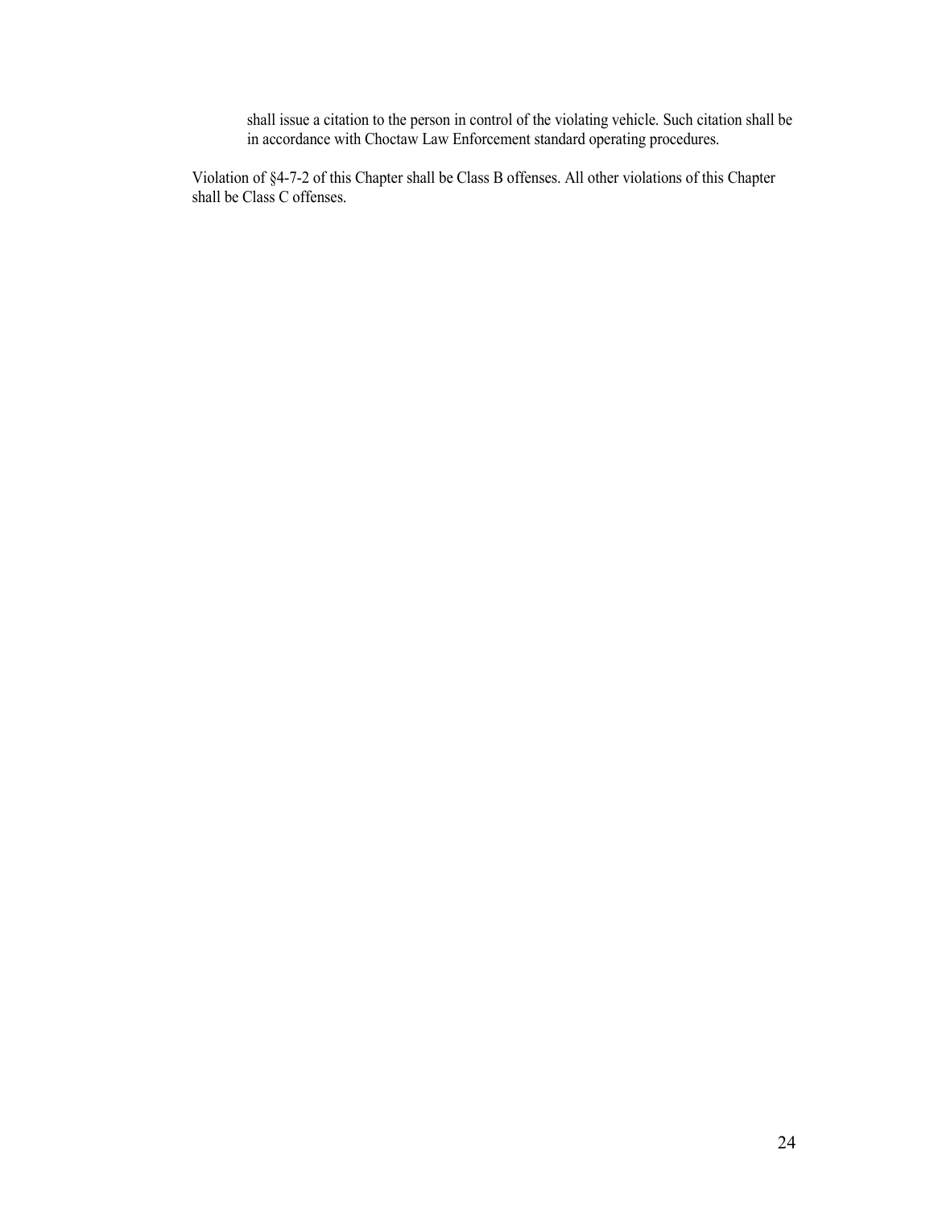shall issue a citation to the person in control of the violating vehicle. Such citation shall be in accordance with Choctaw Law Enforcement standard operating procedures.

Violation of §4-7-2 of this Chapter shall be Class B offenses. All other violations of this Chapter shall be Class C offenses.